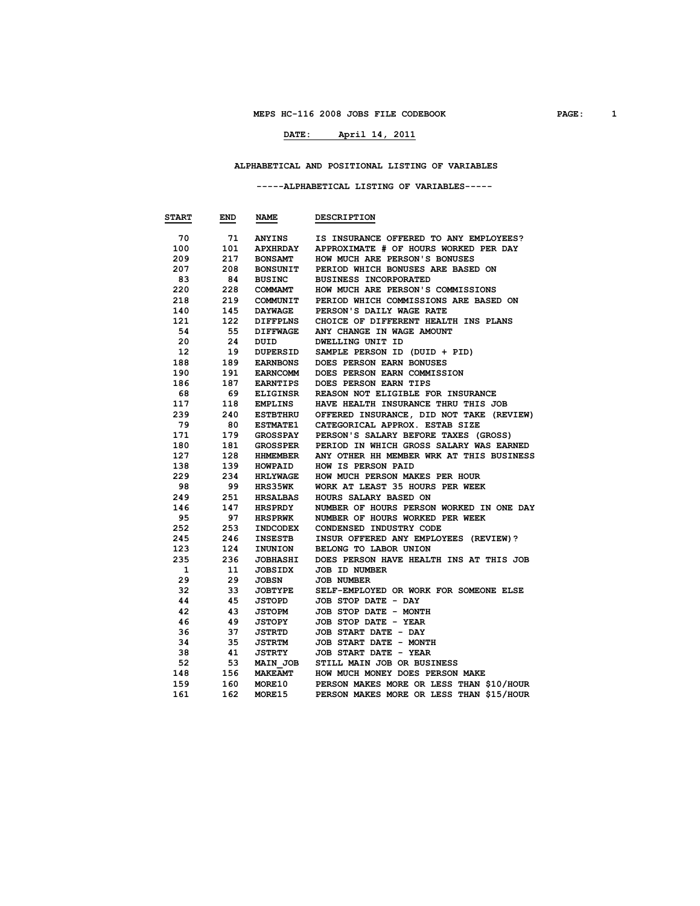# MEPS HC-116 2008 JOBS FILE CODEBOOK

**DATE: April 14, 2011**

## ALPHABETICAL AND POSITIONAL LISTING OF VARIABLES

### -----ALPHABETICAL LISTING OF VARIABLES-----

| START | END | NAME | DESCRIPTION |
|---|---|---|---|
| 70 | 71 | ANYINS | IS INSURANCE OFFERED TO ANY EMPLOYEES? |
| 100 | 101 | APXHRDAY | APPROXIMATE # OF HOURS WORKED PER DAY |
| 209 | 217 | BONSAMT | HOW MUCH ARE PERSON'S BONUSES |
| 207 | 208 | BONSUNIT | PERIOD WHICH BONUSES ARE BASED ON |
| 83 | 84 | BUSINC | BUSINESS INCORPORATED |
| 220 | 228 | COMMAMT | HOW MUCH ARE PERSON'S COMMISSIONS |
| 218 | 219 | COMMUNIT | PERIOD WHICH COMMISSIONS ARE BASED ON |
| 140 | 145 | DAYWAGE | PERSON'S DAILY WAGE RATE |
| 121 | 122 | DIFFPLNS | CHOICE OF DIFFERENT HEALTH INS PLANS |
| 54 | 55 | DIFFWAGE | ANY CHANGE IN WAGE AMOUNT |
| 20 | 24 | DUID | DWELLING UNIT ID |
| 12 | 19 | DUPERSID | SAMPLE PERSON ID (DUID + PID) |
| 188 | 189 | EARNBONS | DOES PERSON EARN BONUSES |
| 190 | 191 | EARNCOMM | DOES PERSON EARN COMMISSION |
| 186 | 187 | EARNTIPS | DOES PERSON EARN TIPS |
| 68 | 69 | ELIGINSR | REASON NOT ELIGIBLE FOR INSURANCE |
| 117 | 118 | EMPLINS | HAVE HEALTH INSURANCE THRU THIS JOB |
| 239 | 240 | ESTBTHRU | OFFERED INSURANCE, DID NOT TAKE (REVIEW) |
| 79 | 80 | ESTMATE1 | CATEGORICAL APPROX. ESTAB SIZE |
| 171 | 179 | GROSSPAY | PERSON'S SALARY BEFORE TAXES (GROSS) |
| 180 | 181 | GROSSPER | PERIOD IN WHICH GROSS SALARY WAS EARNED |
| 127 | 128 | HHMEMBER | ANY OTHER HH MEMBER WRK AT THIS BUSINESS |
| 138 | 139 | HOWPAID | HOW IS PERSON PAID |
| 229 | 234 | HRLYWAGE | HOW MUCH PERSON MAKES PER HOUR |
| 98 | 99 | HRS35WK | WORK AT LEAST 35 HOURS PER WEEK |
| 249 | 251 | HRSALBAS | HOURS SALARY BASED ON |
| 146 | 147 | HRSPRDY | NUMBER OF HOURS PERSON WORKED IN ONE DAY |
| 95 | 97 | HRSPRWK | NUMBER OF HOURS WORKED PER WEEK |
| 252 | 253 | INDCODEX | CONDENSED INDUSTRY CODE |
| 245 | 246 | INSESTB | INSUR OFFERED ANY EMPLOYEES (REVIEW)? |
| 123 | 124 | INUNION | BELONG TO LABOR UNION |
| 235 | 236 | JOBHASHI | DOES PERSON HAVE HEALTH INS AT THIS JOB |
| 1 | 11 | JOBSIDX | JOB ID NUMBER |
| 29 | 29 | JOBSN | JOB NUMBER |
| 32 | 33 | JOBTYPE | SELF-EMPLOYED OR WORK FOR SOMEONE ELSE |
| 44 | 45 | JSTOPD | JOB STOP DATE - DAY |
| 42 | 43 | JSTOPM | JOB STOP DATE - MONTH |
| 46 | 49 | JSTOPY | JOB STOP DATE - YEAR |
| 36 | 37 | JSTRTD | JOB START DATE - DAY |
| 34 | 35 | JSTRTM | JOB START DATE - MONTH |
| 38 | 41 | JSTRTY | JOB START DATE - YEAR |
| 52 | 53 | MAIN_JOB | STILL MAIN JOB OR BUSINESS |
| 148 | 156 | MAKEAMT | HOW MUCH MONEY DOES PERSON MAKE |
| 159 | 160 | MORE10 | PERSON MAKES MORE OR LESS THAN $10/HOUR |
| 161 | 162 | MORE15 | PERSON MAKES MORE OR LESS THAN $15/HOUR |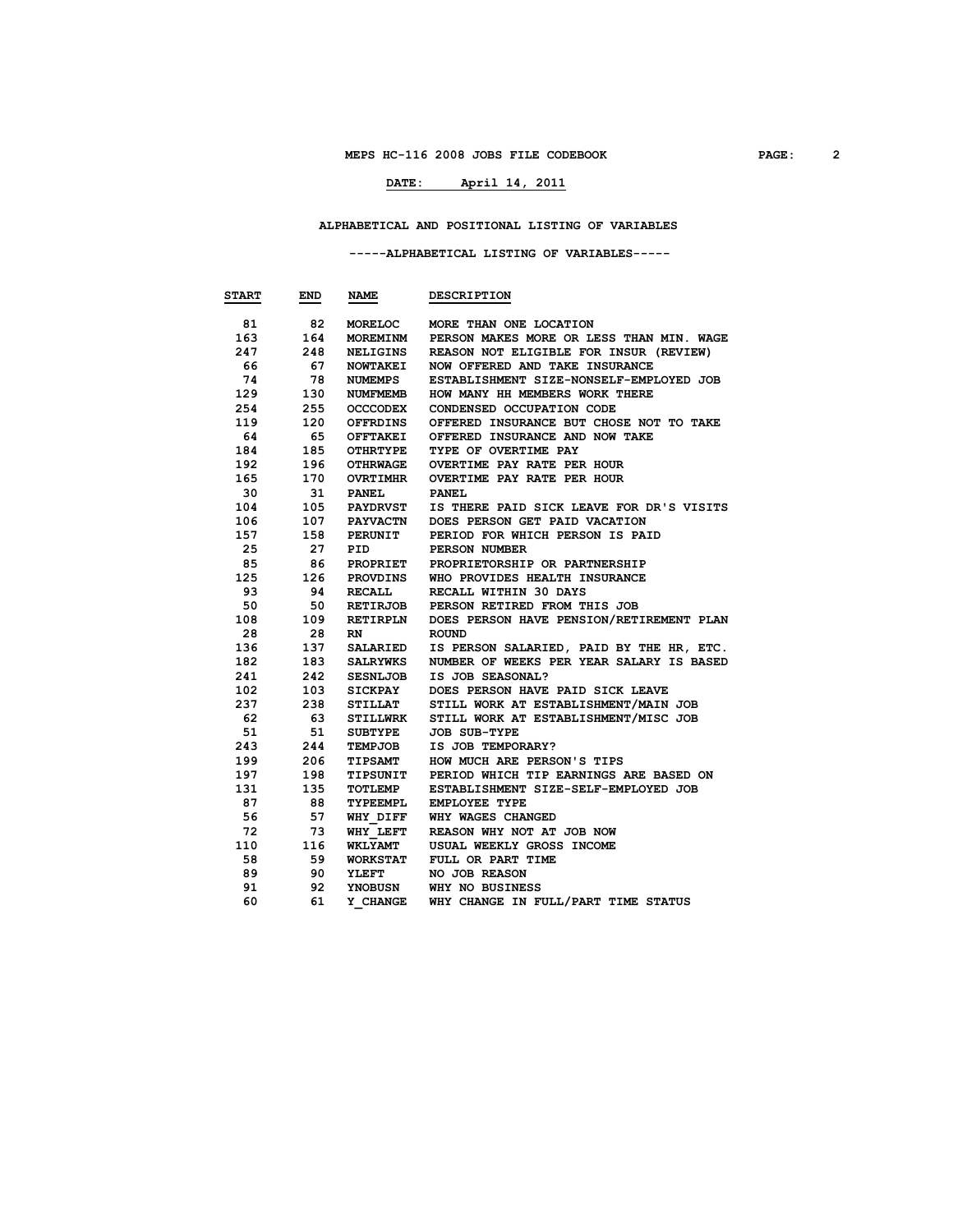# MEPS HC-116 2008 JOBS FILE CODEBOOK

**DATE: April 14, 2011**

## ALPHABETICAL AND POSITIONAL LISTING OF VARIABLES

### -----ALPHABETICAL LISTING OF VARIABLES-----

| START | END | NAME | DESCRIPTION |
|---|---|---|---|
| 81 | 82 | MORELOC | MORE THAN ONE LOCATION |
| 163 | 164 | MOREMINM | PERSON MAKES MORE OR LESS THAN MIN. WAGE |
| 247 | 248 | NELIGINS | REASON NOT ELIGIBLE FOR INSUR (REVIEW) |
| 66 | 67 | NOWTAKEI | NOW OFFERED AND TAKE INSURANCE |
| 74 | 78 | NUMEMPS | ESTABLISHMENT SIZE-NONSELF-EMPLOYED JOB |
| 129 | 130 | NUMFMEMB | HOW MANY HH MEMBERS WORK THERE |
| 254 | 255 | OCCCODEX | CONDENSED OCCUPATION CODE |
| 119 | 120 | OFFRDINS | OFFERED INSURANCE BUT CHOSE NOT TO TAKE |
| 64 | 65 | OFFTAKEI | OFFERED INSURANCE AND NOW TAKE |
| 184 | 185 | OTHRTYPE | TYPE OF OVERTIME PAY |
| 192 | 196 | OTHRWAGE | OVERTIME PAY RATE PER HOUR |
| 165 | 170 | OVRTIMHR | OVERTIME PAY RATE PER HOUR |
| 30 | 31 | PANEL | PANEL |
| 104 | 105 | PAYDRVST | IS THERE PAID SICK LEAVE FOR DR'S VISITS |
| 106 | 107 | PAYVACTN | DOES PERSON GET PAID VACATION |
| 157 | 158 | PERUNIT | PERIOD FOR WHICH PERSON IS PAID |
| 25 | 27 | PID | PERSON NUMBER |
| 85 | 86 | PROPRIET | PROPRIETORSHIP OR PARTNERSHIP |
| 125 | 126 | PROVDINS | WHO PROVIDES HEALTH INSURANCE |
| 93 | 94 | RECALL | RECALL WITHIN 30 DAYS |
| 50 | 50 | RETIRJOB | PERSON RETIRED FROM THIS JOB |
| 108 | 109 | RETIRPLN | DOES PERSON HAVE PENSION/RETIREMENT PLAN |
| 28 | 28 | RN | ROUND |
| 136 | 137 | SALARIED | IS PERSON SALARIED, PAID BY THE HR, ETC. |
| 182 | 183 | SALRYWKS | NUMBER OF WEEKS PER YEAR SALARY IS BASED |
| 241 | 242 | SESNLJOB | IS JOB SEASONAL? |
| 102 | 103 | SICKPAY | DOES PERSON HAVE PAID SICK LEAVE |
| 237 | 238 | STILLAT | STILL WORK AT ESTABLISHMENT/MAIN JOB |
| 62 | 63 | STILLWRK | STILL WORK AT ESTABLISHMENT/MISC JOB |
| 51 | 51 | SUBTYPE | JOB SUB-TYPE |
| 243 | 244 | TEMPJOB | IS JOB TEMPORARY? |
| 199 | 206 | TIPSAMT | HOW MUCH ARE PERSON'S TIPS |
| 197 | 198 | TIPSUNIT | PERIOD WHICH TIP EARNINGS ARE BASED ON |
| 131 | 135 | TOTLEMP | ESTABLISHMENT SIZE-SELF-EMPLOYED JOB |
| 87 | 88 | TYPEEMPL | EMPLOYEE TYPE |
| 56 | 57 | WHY_DIFF | WHY WAGES CHANGED |
| 72 | 73 | WHY_LEFT | REASON WHY NOT AT JOB NOW |
| 110 | 116 | WKLYAMT | USUAL WEEKLY GROSS INCOME |
| 58 | 59 | WORKSTAT | FULL OR PART TIME |
| 89 | 90 | YLEFT | NO JOB REASON |
| 91 | 92 | YNOBUSN | WHY NO BUSINESS |
| 60 | 61 | Y_CHANGE | WHY CHANGE IN FULL/PART TIME STATUS |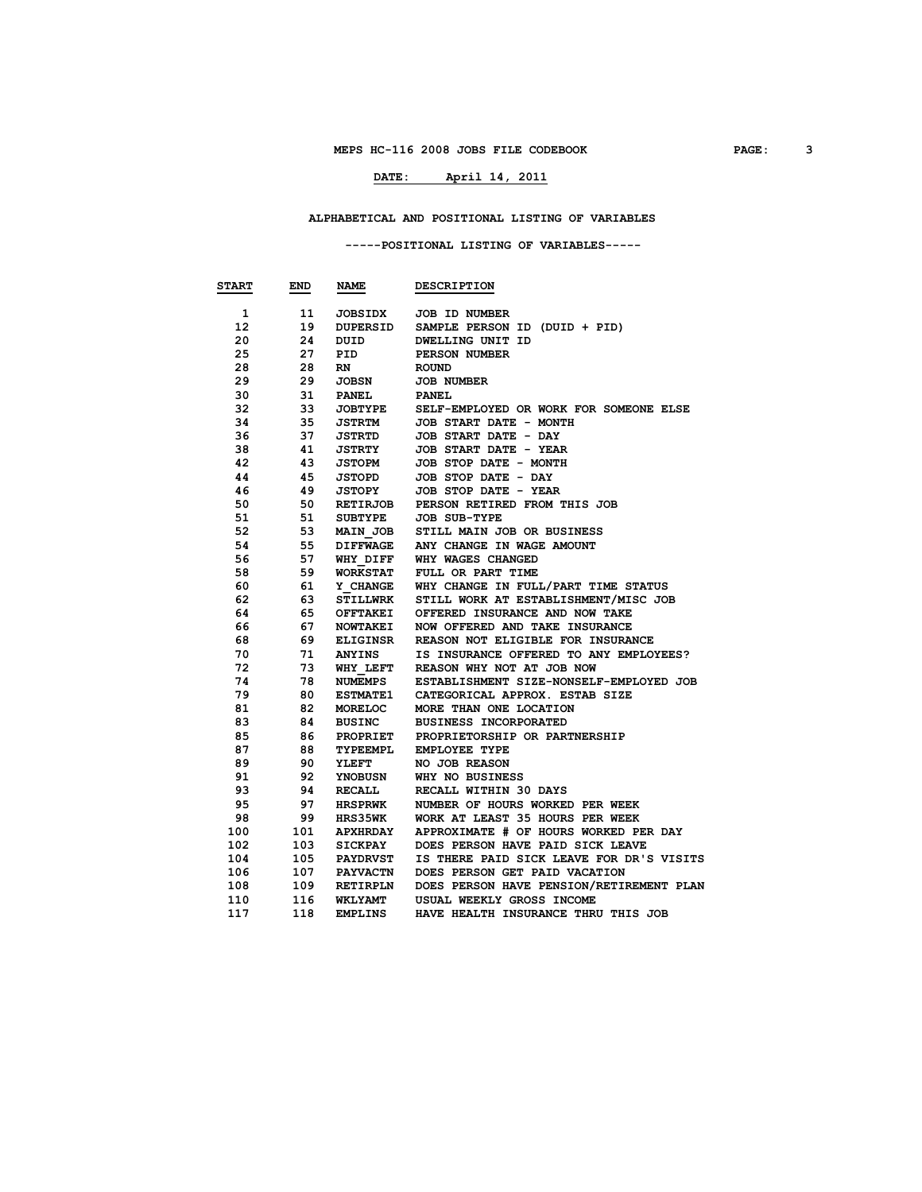MEPS HC-116 2008 JOBS FILE CODEBOOK

DATE: April 14, 2011

## ALPHABETICAL AND POSITIONAL LISTING OF VARIABLES

### -----POSITIONAL LISTING OF VARIABLES-----

| START | END | NAME | DESCRIPTION |
|---|---|---|---|
| 1 | 11 | JOBSIDX | JOB ID NUMBER |
| 12 | 19 | DUPERSID | SAMPLE PERSON ID (DUID + PID) |
| 20 | 24 | DUID | DWELLING UNIT ID |
| 25 | 27 | PID | PERSON NUMBER |
| 28 | 28 | RN | ROUND |
| 29 | 29 | JOBSN | JOB NUMBER |
| 30 | 31 | PANEL | PANEL |
| 32 | 33 | JOBTYPE | SELF-EMPLOYED OR WORK FOR SOMEONE ELSE |
| 34 | 35 | JSTRTM | JOB START DATE - MONTH |
| 36 | 37 | JSTRTD | JOB START DATE - DAY |
| 38 | 41 | JSTRTY | JOB START DATE - YEAR |
| 42 | 43 | JSTOPM | JOB STOP DATE - MONTH |
| 44 | 45 | JSTOPD | JOB STOP DATE - DAY |
| 46 | 49 | JSTOPY | JOB STOP DATE - YEAR |
| 50 | 50 | RETIRJOB | PERSON RETIRED FROM THIS JOB |
| 51 | 51 | SUBTYPE | JOB SUB-TYPE |
| 52 | 53 | MAIN_JOB | STILL MAIN JOB OR BUSINESS |
| 54 | 55 | DIFFWAGE | ANY CHANGE IN WAGE AMOUNT |
| 56 | 57 | WHY_DIFF | WHY WAGES CHANGED |
| 58 | 59 | WORKSTAT | FULL OR PART TIME |
| 60 | 61 | Y_CHANGE | WHY CHANGE IN FULL/PART TIME STATUS |
| 62 | 63 | STILLWRK | STILL WORK AT ESTABLISHMENT/MISC JOB |
| 64 | 65 | OFFTAKEI | OFFERED INSURANCE AND NOW TAKE |
| 66 | 67 | NOWTAKEI | NOW OFFERED AND TAKE INSURANCE |
| 68 | 69 | ELIGINSR | REASON NOT ELIGIBLE FOR INSURANCE |
| 70 | 71 | ANYINS | IS INSURANCE OFFERED TO ANY EMPLOYEES? |
| 72 | 73 | WHY_LEFT | REASON WHY NOT AT JOB NOW |
| 74 | 78 | NUMEMPS | ESTABLISHMENT SIZE-NONSELF-EMPLOYED JOB |
| 79 | 80 | ESTMATE1 | CATEGORICAL APPROX. ESTAB SIZE |
| 81 | 82 | MORELOC | MORE THAN ONE LOCATION |
| 83 | 84 | BUSINC | BUSINESS INCORPORATED |
| 85 | 86 | PROPRIET | PROPRIETORSHIP OR PARTNERSHIP |
| 87 | 88 | TYPEEMPL | EMPLOYEE TYPE |
| 89 | 90 | YLEFT | NO JOB REASON |
| 91 | 92 | YNOBUSN | WHY NO BUSINESS |
| 93 | 94 | RECALL | RECALL WITHIN 30 DAYS |
| 95 | 97 | HRSPRWK | NUMBER OF HOURS WORKED PER WEEK |
| 98 | 99 | HRS35WK | WORK AT LEAST 35 HOURS PER WEEK |
| 100 | 101 | APXHRDAY | APPROXIMATE # OF HOURS WORKED PER DAY |
| 102 | 103 | SICKPAY | DOES PERSON HAVE PAID SICK LEAVE |
| 104 | 105 | PAYDRVST | IS THERE PAID SICK LEAVE FOR DR'S VISITS |
| 106 | 107 | PAYVACTN | DOES PERSON GET PAID VACATION |
| 108 | 109 | RETIRPLN | DOES PERSON HAVE PENSION/RETIREMENT PLAN |
| 110 | 116 | WKLYAMT | USUAL WEEKLY GROSS INCOME |
| 117 | 118 | EMPLINS | HAVE HEALTH INSURANCE THRU THIS JOB |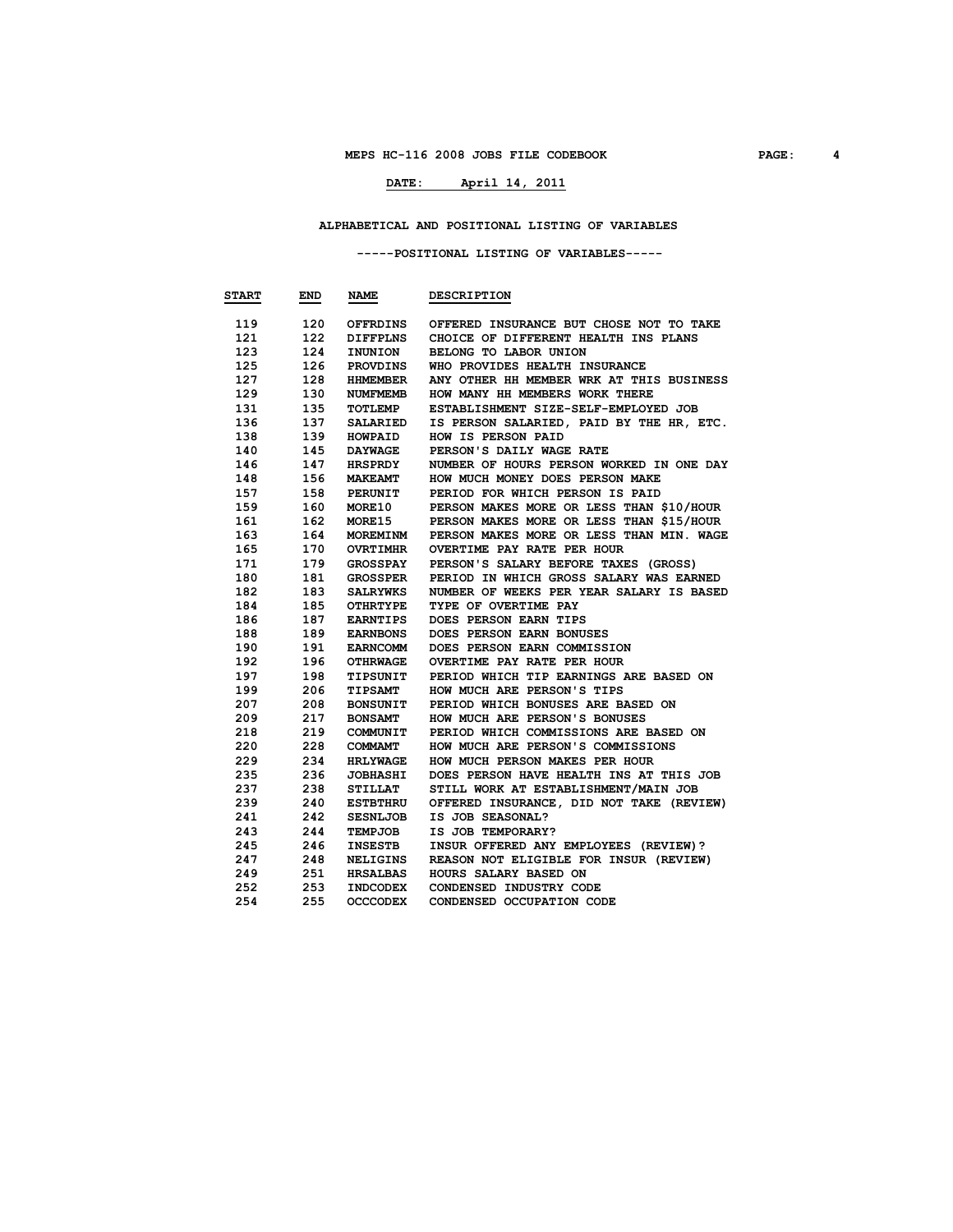## ALPHABETICAL AND POSITIONAL LISTING OF VARIABLES

### -----POSITIONAL LISTING OF VARIABLES-----

| START | END | NAME | DESCRIPTION |
|---|---|---|---|
| 119 | 120 | OFFRDINS | OFFERED INSURANCE BUT CHOSE NOT TO TAKE |
| 121 | 122 | DIFFPLNS | CHOICE OF DIFFERENT HEALTH INS PLANS |
| 123 | 124 | INUNION | BELONG TO LABOR UNION |
| 125 | 126 | PROVDINS | WHO PROVIDES HEALTH INSURANCE |
| 127 | 128 | HHMEMBER | ANY OTHER HH MEMBER WRK AT THIS BUSINESS |
| 129 | 130 | NUMFMEMB | HOW MANY HH MEMBERS WORK THERE |
| 131 | 135 | TOTLEMP | ESTABLISHMENT SIZE-SELF-EMPLOYED JOB |
| 136 | 137 | SALARIED | IS PERSON SALARIED, PAID BY THE HR, ETC. |
| 138 | 139 | HOWPAID | HOW IS PERSON PAID |
| 140 | 145 | DAYWAGE | PERSON'S DAILY WAGE RATE |
| 146 | 147 | HRSPRDY | NUMBER OF HOURS PERSON WORKED IN ONE DAY |
| 148 | 156 | MAKEAMT | HOW MUCH MONEY DOES PERSON MAKE |
| 157 | 158 | PERUNIT | PERIOD FOR WHICH PERSON IS PAID |
| 159 | 160 | MORE10 | PERSON MAKES MORE OR LESS THAN $10/HOUR |
| 161 | 162 | MORE15 | PERSON MAKES MORE OR LESS THAN $15/HOUR |
| 163 | 164 | MOREMINM | PERSON MAKES MORE OR LESS THAN MIN. WAGE |
| 165 | 170 | OVRTIMHR | OVERTIME PAY RATE PER HOUR |
| 171 | 179 | GROSSPAY | PERSON'S SALARY BEFORE TAXES (GROSS) |
| 180 | 181 | GROSSPER | PERIOD IN WHICH GROSS SALARY WAS EARNED |
| 182 | 183 | SALRYWKS | NUMBER OF WEEKS PER YEAR SALARY IS BASED |
| 184 | 185 | OTHRTYPE | TYPE OF OVERTIME PAY |
| 186 | 187 | EARNTIPS | DOES PERSON EARN TIPS |
| 188 | 189 | EARNBONS | DOES PERSON EARN BONUSES |
| 190 | 191 | EARNCOMM | DOES PERSON EARN COMMISSION |
| 192 | 196 | OTHRWAGE | OVERTIME PAY RATE PER HOUR |
| 197 | 198 | TIPSUNIT | PERIOD WHICH TIP EARNINGS ARE BASED ON |
| 199 | 206 | TIPSAMT | HOW MUCH ARE PERSON'S TIPS |
| 207 | 208 | BONSUNIT | PERIOD WHICH BONUSES ARE BASED ON |
| 209 | 217 | BONSAMT | HOW MUCH ARE PERSON'S BONUSES |
| 218 | 219 | COMMUNIT | PERIOD WHICH COMMISSIONS ARE BASED ON |
| 220 | 228 | COMMAMT | HOW MUCH ARE PERSON'S COMMISSIONS |
| 229 | 234 | HRLYWAGE | HOW MUCH PERSON MAKES PER HOUR |
| 235 | 236 | JOBHASHI | DOES PERSON HAVE HEALTH INS AT THIS JOB |
| 237 | 238 | STILLAT | STILL WORK AT ESTABLISHMENT/MAIN JOB |
| 239 | 240 | ESTBTHRU | OFFERED INSURANCE, DID NOT TAKE (REVIEW) |
| 241 | 242 | SESNLJOB | IS JOB SEASONAL? |
| 243 | 244 | TEMPJOB | IS JOB TEMPORARY? |
| 245 | 246 | INSESTB | INSUR OFFERED ANY EMPLOYEES (REVIEW)? |
| 247 | 248 | NELIGINS | REASON NOT ELIGIBLE FOR INSUR (REVIEW) |
| 249 | 251 | HRSALBAS | HOURS SALARY BASED ON |
| 252 | 253 | INDCODEX | CONDENSED INDUSTRY CODE |
| 254 | 255 | OCCCODEX | CONDENSED OCCUPATION CODE |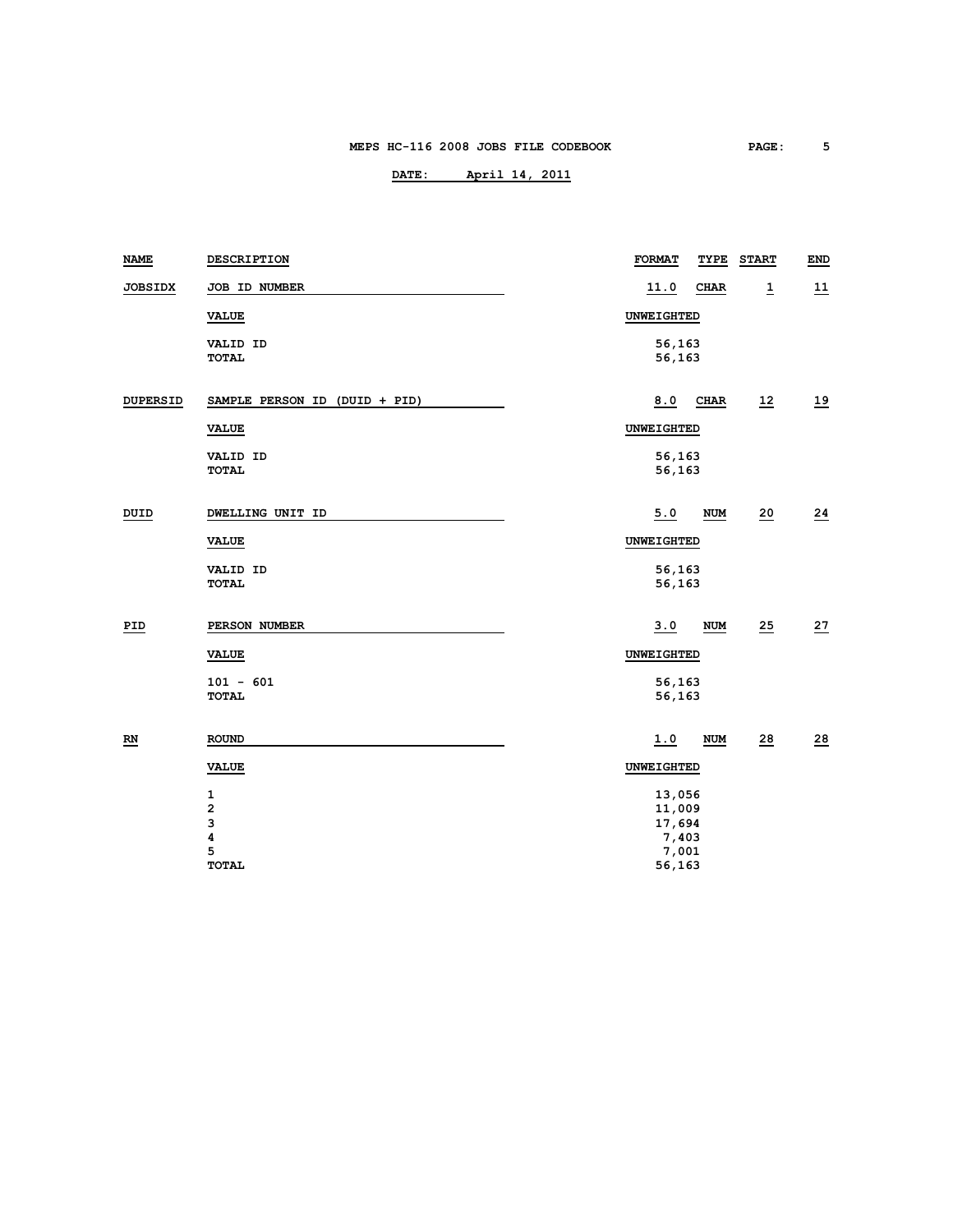| NAME | DESCRIPTION | FORMAT | TYPE | START | END |
|---|---|---|---|---|---|
| JOBSIDX | JOB ID NUMBER | 11.0 | CHAR | 1 | 11 |
| | **VALUE** | **UNWEIGHTED** | | | |
| | VALID ID | 56,163 | | | |
| | TOTAL | 56,163 | | | |
| DUPERSID | SAMPLE PERSON ID (DUID + PID) | 8.0 | CHAR | 12 | 19 |
| | **VALUE** | **UNWEIGHTED** | | | |
| | VALID ID | 56,163 | | | |
| | TOTAL | 56,163 | | | |
| DUID | DWELLING UNIT ID | 5.0 | NUM | 20 | 24 |
| | **VALUE** | **UNWEIGHTED** | | | |
| | VALID ID | 56,163 | | | |
| | TOTAL | 56,163 | | | |
| PID | PERSON NUMBER | 3.0 | NUM | 25 | 27 |
| | **VALUE** | **UNWEIGHTED** | | | |
| | 101 - 601 | 56,163 | | | |
| | TOTAL | 56,163 | | | |
| RN | ROUND | 1.0 | NUM | 28 | 28 |
| | **VALUE** | **UNWEIGHTED** | | | |
| | 1 | 13,056 | | | |
| | 2 | 11,009 | | | |
| | 3 | 17,694 | | | |
| | 4 | 7,403 | | | |
| | 5 | 7,001 | | | |
| | TOTAL | 56,163 | | | |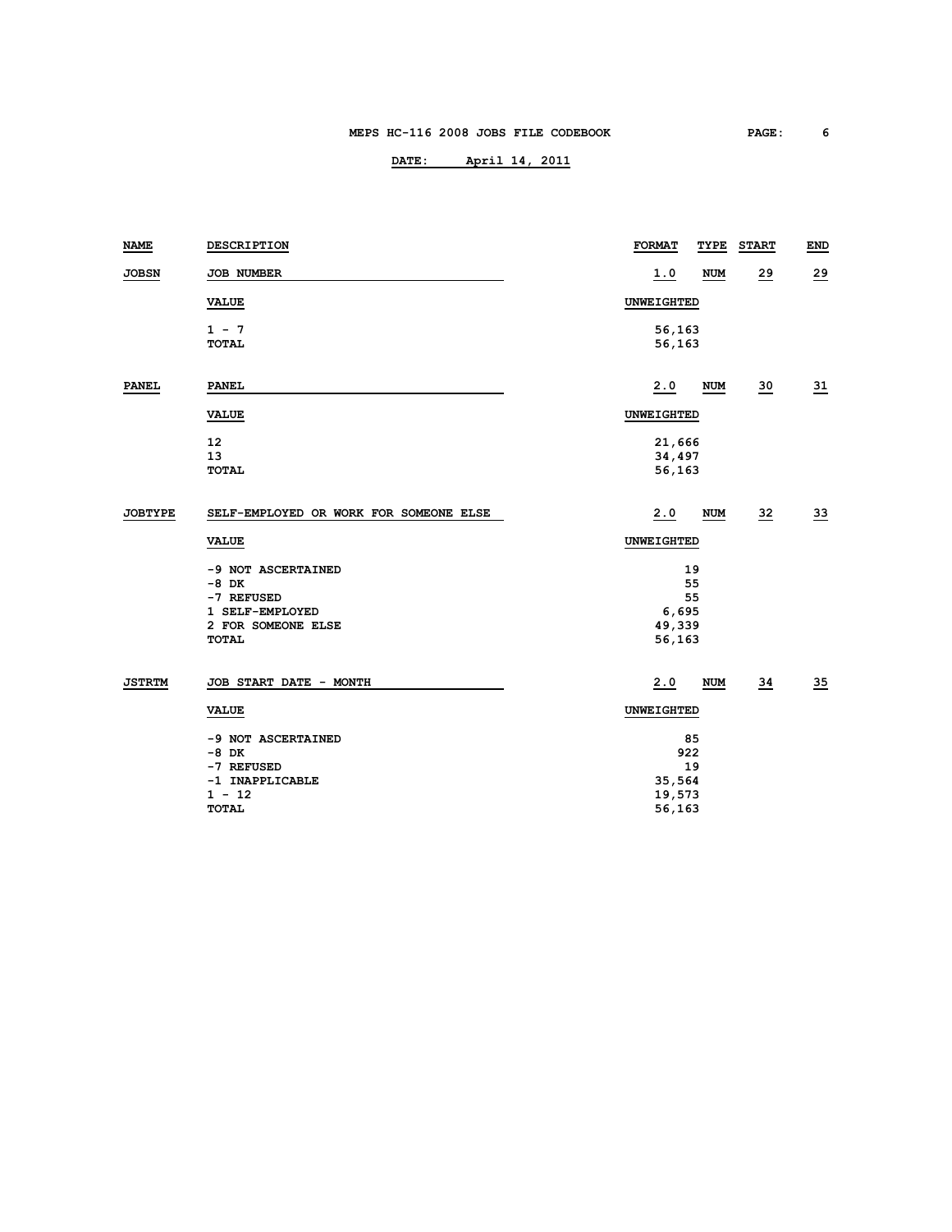| NAME | DESCRIPTION | FORMAT | TYPE | START | END |
|---|---|---|---|---|---|
| JOBSN | JOB NUMBER | 1.0 | NUM | 29 | 29 |

| VALUE | UNWEIGHTED |
|---|---|
| 1 - 7 | 56,163 |
| TOTAL | 56,163 |

| NAME | DESCRIPTION | FORMAT | TYPE | START | END |
|---|---|---|---|---|---|
| PANEL | PANEL | 2.0 | NUM | 30 | 31 |

| VALUE | UNWEIGHTED |
|---|---|
| 12 | 21,666 |
| 13 | 34,497 |
| TOTAL | 56,163 |

| NAME | DESCRIPTION | FORMAT | TYPE | START | END |
|---|---|---|---|---|---|
| JOBTYPE | SELF-EMPLOYED OR WORK FOR SOMEONE ELSE | 2.0 | NUM | 32 | 33 |

| VALUE | UNWEIGHTED |
|---|---|
| -9 NOT ASCERTAINED | 19 |
| -8 DK | 55 |
| -7 REFUSED | 55 |
| 1 SELF-EMPLOYED | 6,695 |
| 2 FOR SOMEONE ELSE | 49,339 |
| TOTAL | 56,163 |

| NAME | DESCRIPTION | FORMAT | TYPE | START | END |
|---|---|---|---|---|---|
| JSTRTM | JOB START DATE - MONTH | 2.0 | NUM | 34 | 35 |

| VALUE | UNWEIGHTED |
|---|---|
| -9 NOT ASCERTAINED | 85 |
| -8 DK | 922 |
| -7 REFUSED | 19 |
| -1 INAPPLICABLE | 35,564 |
| 1 - 12 | 19,573 |
| TOTAL | 56,163 |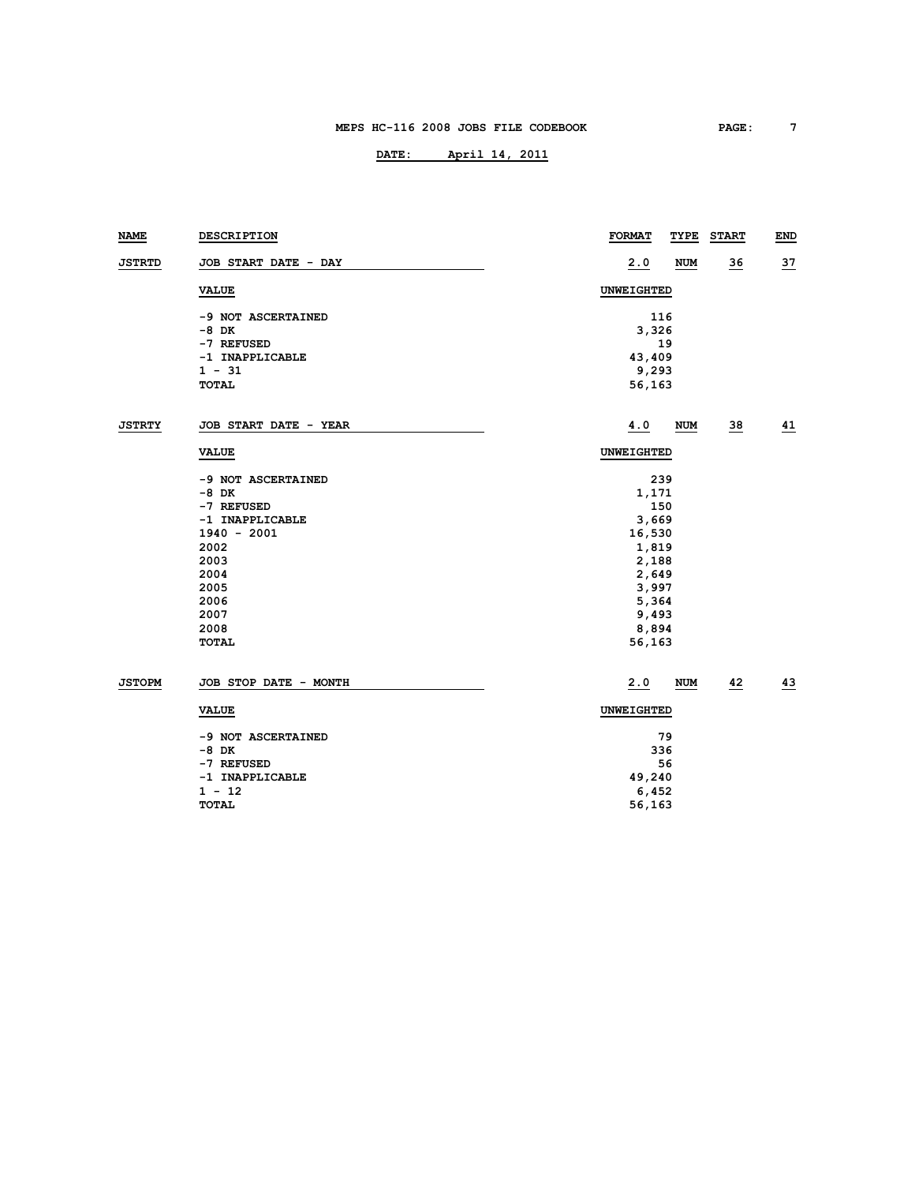| NAME | DESCRIPTION | FORMAT | TYPE | START | END |
|---|---|---|---|---|---|
| JSTRTD | JOB START DATE - DAY | 2.0 | NUM | 36 | 37 |

| VALUE | UNWEIGHTED |
|---|---|
| -9 NOT ASCERTAINED | 116 |
| -8 DK | 3,326 |
| -7 REFUSED | 19 |
| -1 INAPPLICABLE | 43,409 |
| 1 - 31 | 9,293 |
| TOTAL | 56,163 |

| NAME | DESCRIPTION | FORMAT | TYPE | START | END |
|---|---|---|---|---|---|
| JSTRTY | JOB START DATE - YEAR | 4.0 | NUM | 38 | 41 |

| VALUE | UNWEIGHTED |
|---|---|
| -9 NOT ASCERTAINED | 239 |
| -8 DK | 1,171 |
| -7 REFUSED | 150 |
| -1 INAPPLICABLE | 3,669 |
| 1940 - 2001 | 16,530 |
| 2002 | 1,819 |
| 2003 | 2,188 |
| 2004 | 2,649 |
| 2005 | 3,997 |
| 2006 | 5,364 |
| 2007 | 9,493 |
| 2008 | 8,894 |
| TOTAL | 56,163 |

| NAME | DESCRIPTION | FORMAT | TYPE | START | END |
|---|---|---|---|---|---|
| JSTOPM | JOB STOP DATE - MONTH | 2.0 | NUM | 42 | 43 |

| VALUE | UNWEIGHTED |
|---|---|
| -9 NOT ASCERTAINED | 79 |
| -8 DK | 336 |
| -7 REFUSED | 56 |
| -1 INAPPLICABLE | 49,240 |
| 1 - 12 | 6,452 |
| TOTAL | 56,163 |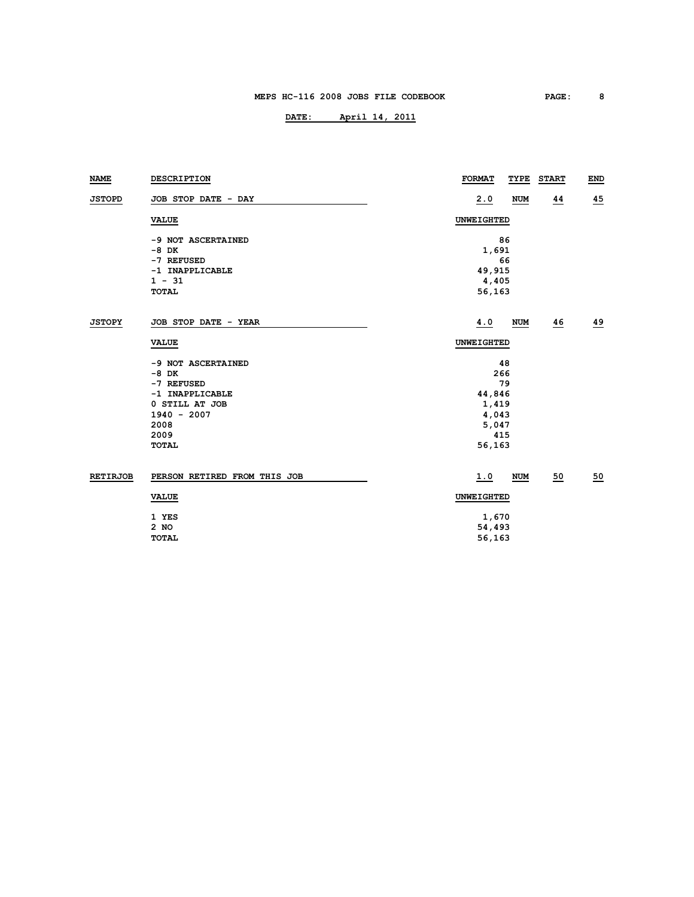| NAME | DESCRIPTION | FORMAT | TYPE | START | END |
|---|---|---|---|---|---|
| JSTOPD | JOB STOP DATE - DAY | 2.0 | NUM | 44 | 45 |

| VALUE | UNWEIGHTED |
|---|---|
| -9 NOT ASCERTAINED | 86 |
| -8 DK | 1,691 |
| -7 REFUSED | 66 |
| -1 INAPPLICABLE | 49,915 |
| 1 - 31 | 4,405 |
| TOTAL | 56,163 |

| NAME | DESCRIPTION | FORMAT | TYPE | START | END |
|---|---|---|---|---|---|
| JSTOPY | JOB STOP DATE - YEAR | 4.0 | NUM | 46 | 49 |

| VALUE | UNWEIGHTED |
|---|---|
| -9 NOT ASCERTAINED | 48 |
| -8 DK | 266 |
| -7 REFUSED | 79 |
| -1 INAPPLICABLE | 44,846 |
| 0 STILL AT JOB | 1,419 |
| 1940 - 2007 | 4,043 |
| 2008 | 5,047 |
| 2009 | 415 |
| TOTAL | 56,163 |

| NAME | DESCRIPTION | FORMAT | TYPE | START | END |
|---|---|---|---|---|---|
| RETIRJOB | PERSON RETIRED FROM THIS JOB | 1.0 | NUM | 50 | 50 |

| VALUE | UNWEIGHTED |
|---|---|
| 1 YES | 1,670 |
| 2 NO | 54,493 |
| TOTAL | 56,163 |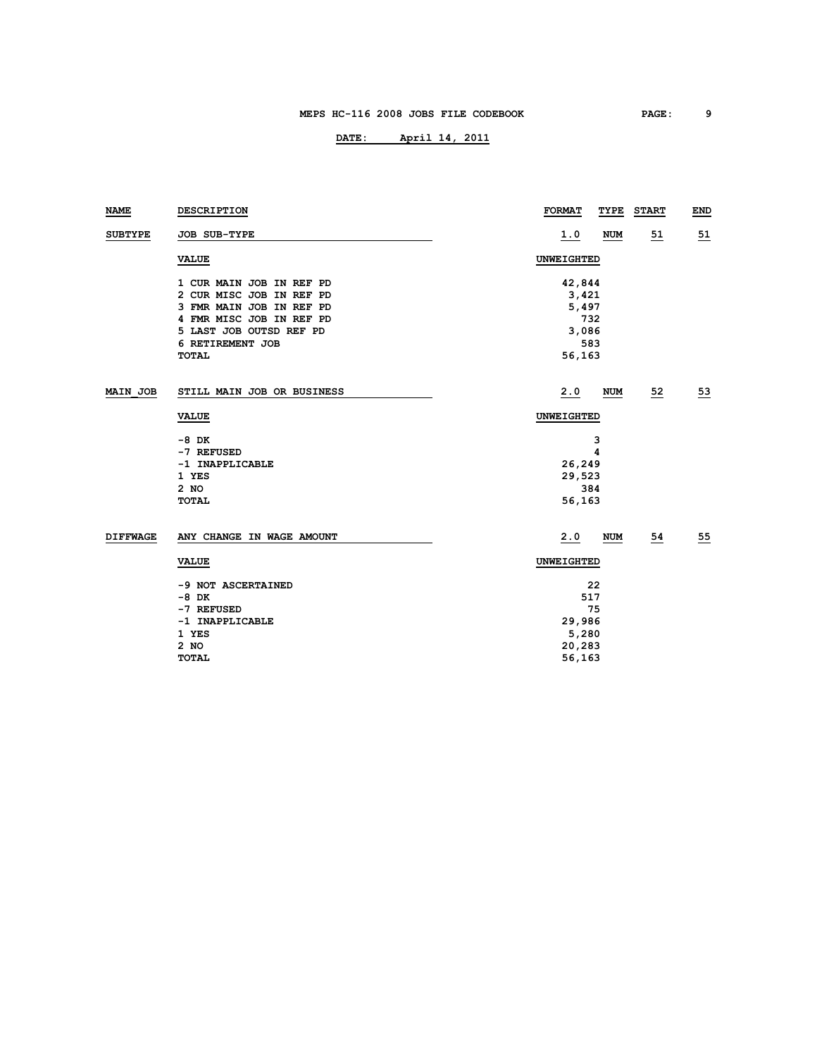| NAME | DESCRIPTION | FORMAT | TYPE | START | END |
|---|---|---|---|---|---|
| SUBTYPE | JOB SUB-TYPE | 1.0 | NUM | 51 | 51 |

| VALUE | UNWEIGHTED |
|---|---|
| 1 CUR MAIN JOB IN REF PD | 42,844 |
| 2 CUR MISC JOB IN REF PD | 3,421 |
| 3 FMR MAIN JOB IN REF PD | 5,497 |
| 4 FMR MISC JOB IN REF PD | 732 |
| 5 LAST JOB OUTSD REF PD | 3,086 |
| 6 RETIREMENT JOB | 583 |
| TOTAL | 56,163 |

| NAME | DESCRIPTION | FORMAT | TYPE | START | END |
|---|---|---|---|---|---|
| MAIN_JOB | STILL MAIN JOB OR BUSINESS | 2.0 | NUM | 52 | 53 |

| VALUE | UNWEIGHTED |
|---|---|
| -8 DK | 3 |
| -7 REFUSED | 4 |
| -1 INAPPLICABLE | 26,249 |
| 1 YES | 29,523 |
| 2 NO | 384 |
| TOTAL | 56,163 |

| NAME | DESCRIPTION | FORMAT | TYPE | START | END |
|---|---|---|---|---|---|
| DIFFWAGE | ANY CHANGE IN WAGE AMOUNT | 2.0 | NUM | 54 | 55 |

| VALUE | UNWEIGHTED |
|---|---|
| -9 NOT ASCERTAINED | 22 |
| -8 DK | 517 |
| -7 REFUSED | 75 |
| -1 INAPPLICABLE | 29,986 |
| 1 YES | 5,280 |
| 2 NO | 20,283 |
| TOTAL | 56,163 |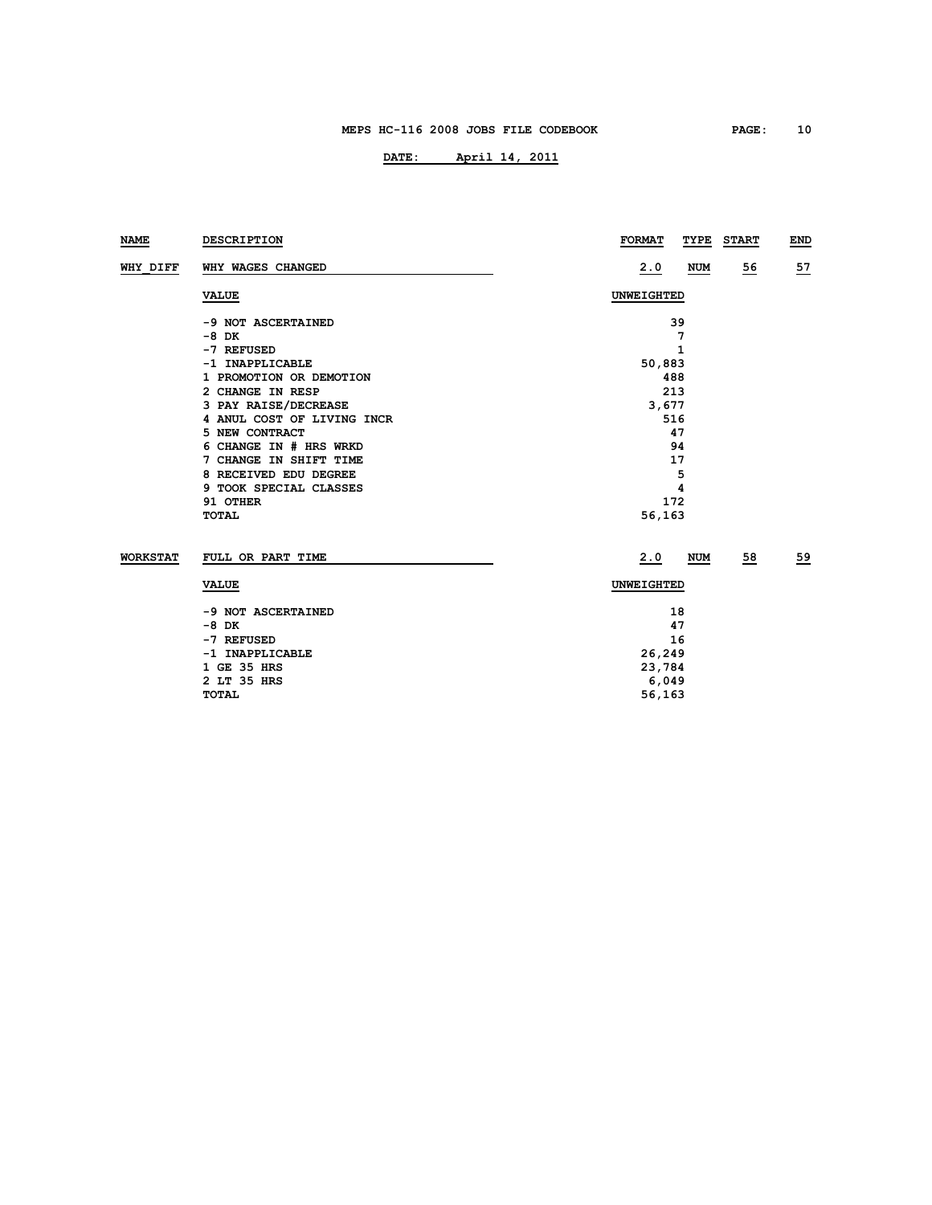| NAME | DESCRIPTION | FORMAT | TYPE | START | END |
|---|---|---|---|---|---|
| WHY_DIFF | WHY WAGES CHANGED | 2.0 | NUM | 56 | 57 |

| VALUE | UNWEIGHTED |
|---|---|
| -9 NOT ASCERTAINED | 39 |
| -8 DK | 7 |
| -7 REFUSED | 1 |
| -1 INAPPLICABLE | 50,883 |
| 1 PROMOTION OR DEMOTION | 488 |
| 2 CHANGE IN RESP | 213 |
| 3 PAY RAISE/DECREASE | 3,677 |
| 4 ANUL COST OF LIVING INCR | 516 |
| 5 NEW CONTRACT | 47 |
| 6 CHANGE IN # HRS WRKD | 94 |
| 7 CHANGE IN SHIFT TIME | 17 |
| 8 RECEIVED EDU DEGREE | 5 |
| 9 TOOK SPECIAL CLASSES | 4 |
| 91 OTHER | 172 |
| TOTAL | 56,163 |

| NAME | DESCRIPTION | FORMAT | TYPE | START | END |
|---|---|---|---|---|---|
| WORKSTAT | FULL OR PART TIME | 2.0 | NUM | 58 | 59 |

| VALUE | UNWEIGHTED |
|---|---|
| -9 NOT ASCERTAINED | 18 |
| -8 DK | 47 |
| -7 REFUSED | 16 |
| -1 INAPPLICABLE | 26,249 |
| 1 GE 35 HRS | 23,784 |
| 2 LT 35 HRS | 6,049 |
| TOTAL | 56,163 |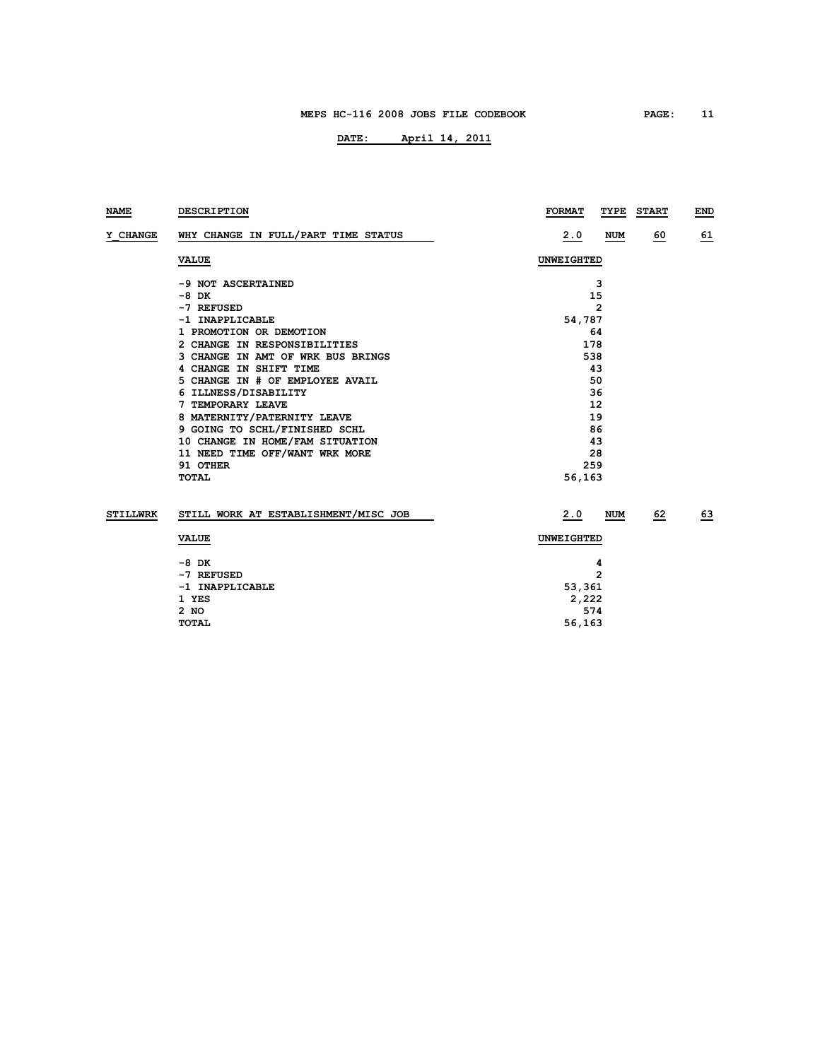| NAME | DESCRIPTION | FORMAT | TYPE | START | END |
|---|---|---|---|---|---|
| Y_CHANGE | WHY CHANGE IN FULL/PART TIME STATUS | 2.0 | NUM | 60 | 61 |

| VALUE | UNWEIGHTED |
|---|---|
| -9 NOT ASCERTAINED | 3 |
| -8 DK | 15 |
| -7 REFUSED | 2 |
| -1 INAPPLICABLE | 54,787 |
| 1 PROMOTION OR DEMOTION | 64 |
| 2 CHANGE IN RESPONSIBILITIES | 178 |
| 3 CHANGE IN AMT OF WRK BUS BRINGS | 538 |
| 4 CHANGE IN SHIFT TIME | 43 |
| 5 CHANGE IN # OF EMPLOYEE AVAIL | 50 |
| 6 ILLNESS/DISABILITY | 36 |
| 7 TEMPORARY LEAVE | 12 |
| 8 MATERNITY/PATERNITY LEAVE | 19 |
| 9 GOING TO SCHL/FINISHED SCHL | 86 |
| 10 CHANGE IN HOME/FAM SITUATION | 43 |
| 11 NEED TIME OFF/WANT WRK MORE | 28 |
| 91 OTHER | 259 |
| TOTAL | 56,163 |

| NAME | DESCRIPTION | FORMAT | TYPE | START | END |
|---|---|---|---|---|---|
| STILLWRK | STILL WORK AT ESTABLISHMENT/MISC JOB | 2.0 | NUM | 62 | 63 |

| VALUE | UNWEIGHTED |
|---|---|
| -8 DK | 4 |
| -7 REFUSED | 2 |
| -1 INAPPLICABLE | 53,361 |
| 1 YES | 2,222 |
| 2 NO | 574 |
| TOTAL | 56,163 |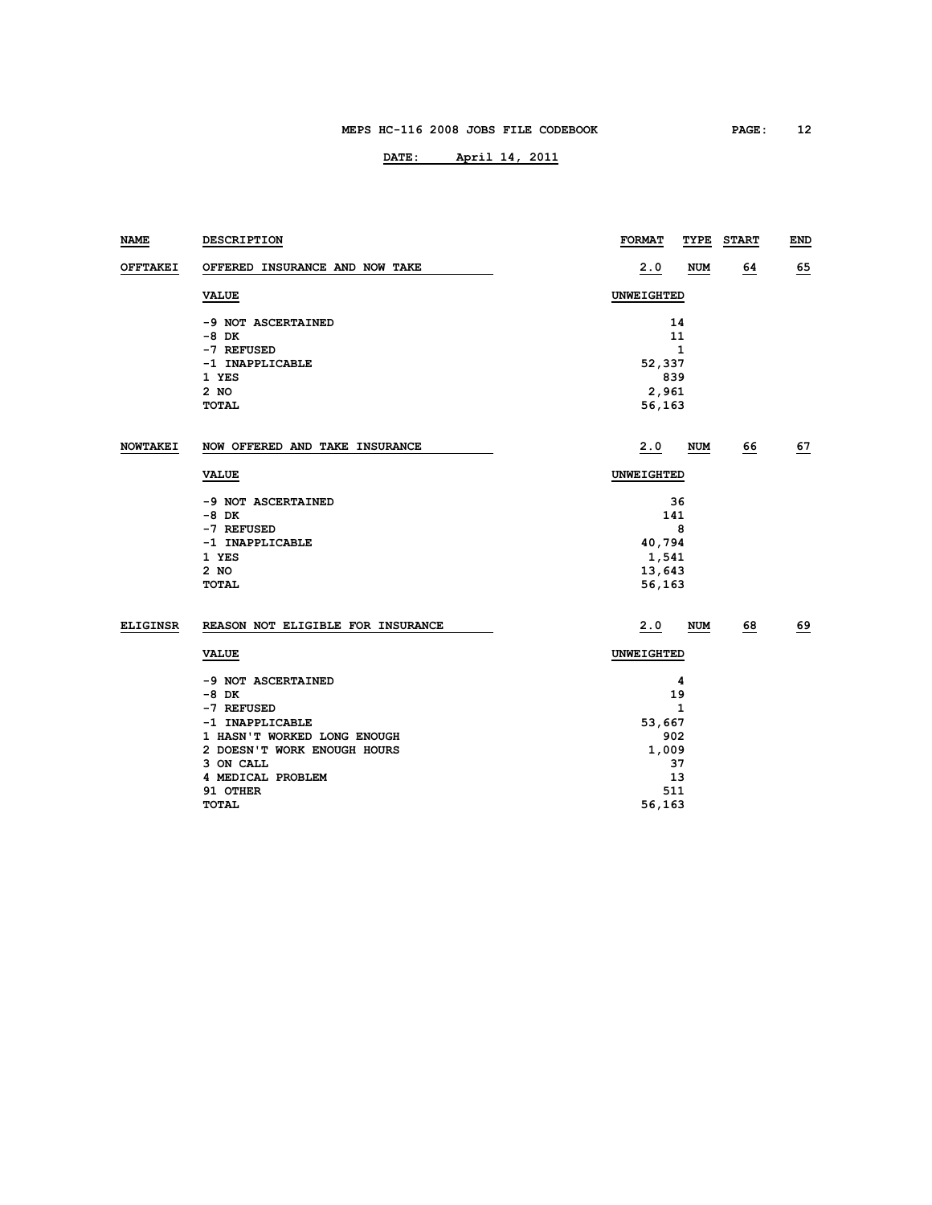| NAME | DESCRIPTION | FORMAT | TYPE | START | END |
|---|---|---|---|---|---|
| OFFTAKEI | OFFERED INSURANCE AND NOW TAKE | 2.0 | NUM | 64 | 65 |

| VALUE | UNWEIGHTED |
|---|---|
| -9 NOT ASCERTAINED | 14 |
| -8 DK | 11 |
| -7 REFUSED | 1 |
| -1 INAPPLICABLE | 52,337 |
| 1 YES | 839 |
| 2 NO | 2,961 |
| TOTAL | 56,163 |

| NAME | DESCRIPTION | FORMAT | TYPE | START | END |
|---|---|---|---|---|---|
| NOWTAKEI | NOW OFFERED AND TAKE INSURANCE | 2.0 | NUM | 66 | 67 |

| VALUE | UNWEIGHTED |
|---|---|
| -9 NOT ASCERTAINED | 36 |
| -8 DK | 141 |
| -7 REFUSED | 8 |
| -1 INAPPLICABLE | 40,794 |
| 1 YES | 1,541 |
| 2 NO | 13,643 |
| TOTAL | 56,163 |

| NAME | DESCRIPTION | FORMAT | TYPE | START | END |
|---|---|---|---|---|---|
| ELIGINSR | REASON NOT ELIGIBLE FOR INSURANCE | 2.0 | NUM | 68 | 69 |

| VALUE | UNWEIGHTED |
|---|---|
| -9 NOT ASCERTAINED | 4 |
| -8 DK | 19 |
| -7 REFUSED | 1 |
| -1 INAPPLICABLE | 53,667 |
| 1 HASN'T WORKED LONG ENOUGH | 902 |
| 2 DOESN'T WORK ENOUGH HOURS | 1,009 |
| 3 ON CALL | 37 |
| 4 MEDICAL PROBLEM | 13 |
| 91 OTHER | 511 |
| TOTAL | 56,163 |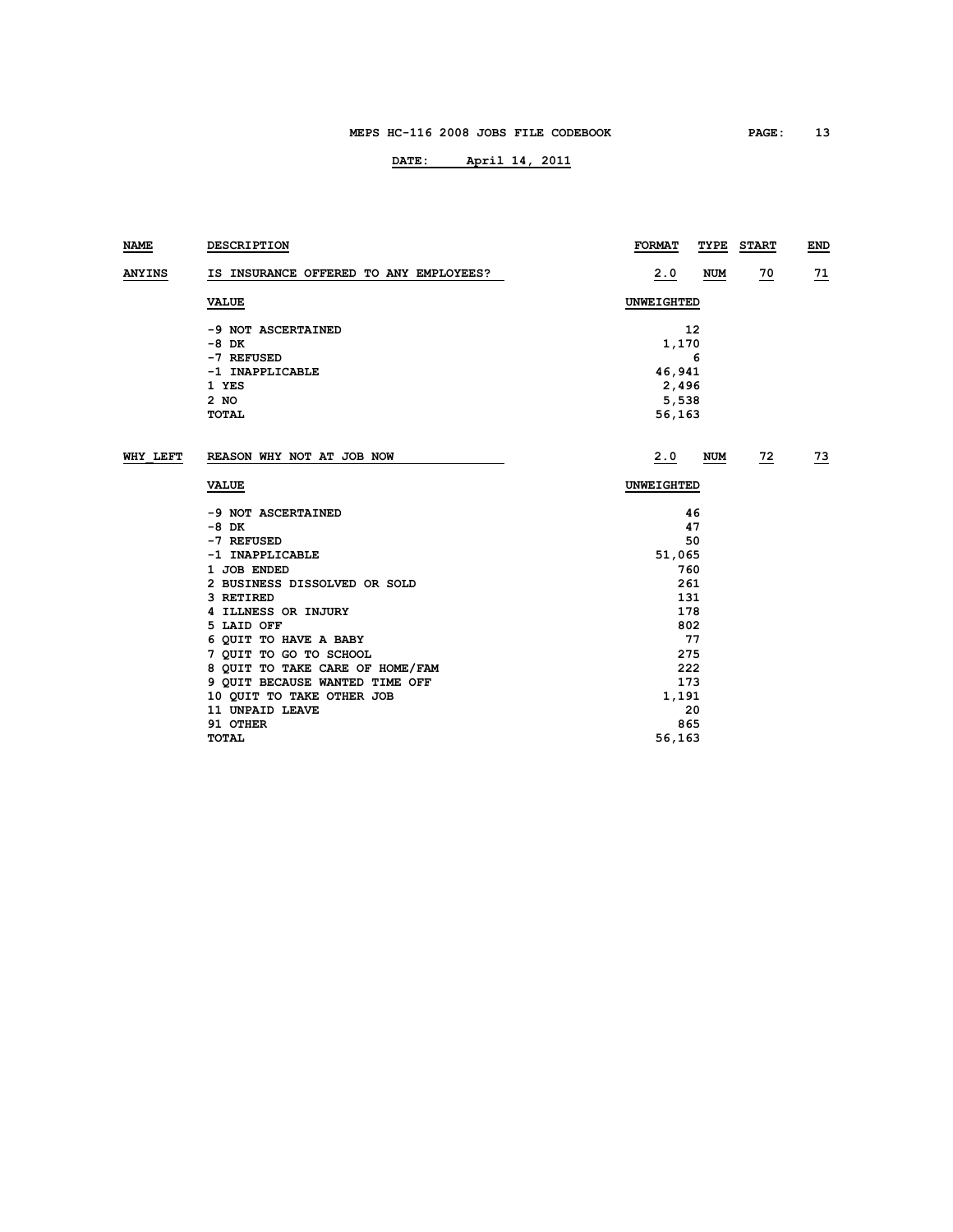| NAME | DESCRIPTION | FORMAT | TYPE | START | END |
|---|---|---|---|---|---|
| ANYINS | IS INSURANCE OFFERED TO ANY EMPLOYEES? | 2.0 | NUM | 70 | 71 |

| VALUE | UNWEIGHTED |
|---|---|
| -9 NOT ASCERTAINED | 12 |
| -8 DK | 1,170 |
| -7 REFUSED | 6 |
| -1 INAPPLICABLE | 46,941 |
| 1 YES | 2,496 |
| 2 NO | 5,538 |
| TOTAL | 56,163 |

| NAME | DESCRIPTION | FORMAT | TYPE | START | END |
|---|---|---|---|---|---|
| WHY_LEFT | REASON WHY NOT AT JOB NOW | 2.0 | NUM | 72 | 73 |

| VALUE | UNWEIGHTED |
|---|---|
| -9 NOT ASCERTAINED | 46 |
| -8 DK | 47 |
| -7 REFUSED | 50 |
| -1 INAPPLICABLE | 51,065 |
| 1 JOB ENDED | 760 |
| 2 BUSINESS DISSOLVED OR SOLD | 261 |
| 3 RETIRED | 131 |
| 4 ILLNESS OR INJURY | 178 |
| 5 LAID OFF | 802 |
| 6 QUIT TO HAVE A BABY | 77 |
| 7 QUIT TO GO TO SCHOOL | 275 |
| 8 QUIT TO TAKE CARE OF HOME/FAM | 222 |
| 9 QUIT BECAUSE WANTED TIME OFF | 173 |
| 10 QUIT TO TAKE OTHER JOB | 1,191 |
| 11 UNPAID LEAVE | 20 |
| 91 OTHER | 865 |
| TOTAL | 56,163 |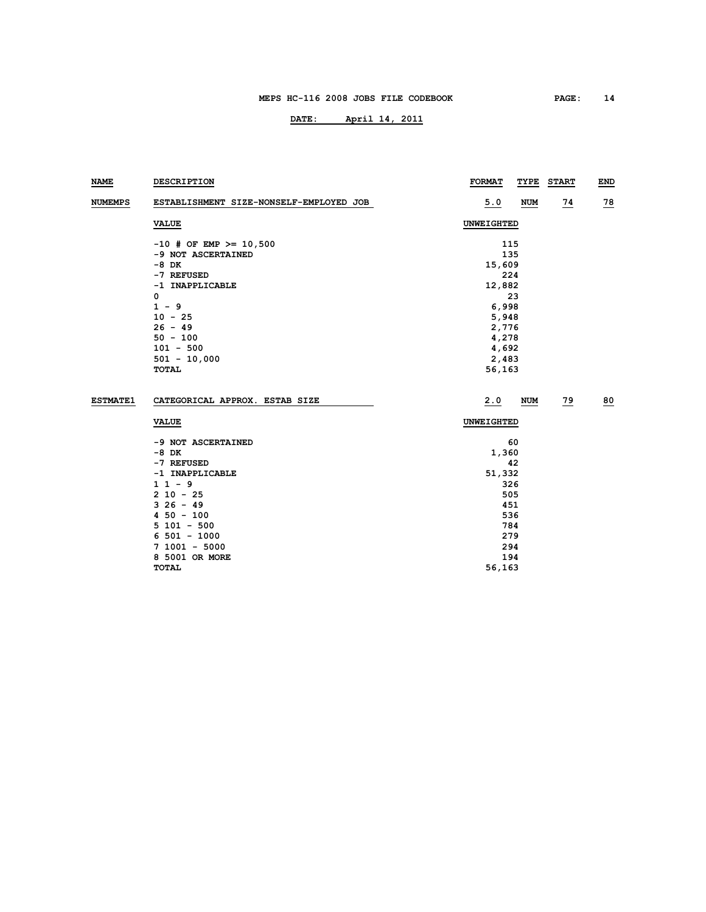| NAME | DESCRIPTION | FORMAT | TYPE | START | END |
|---|---|---|---|---|---|
| **NUMEMPS** | ESTABLISHMENT SIZE-NONSELF-EMPLOYED JOB | 5.0 | NUM | 74 | 78 |

| VALUE | UNWEIGHTED |
|---|---|
| -10 # OF EMP >= 10,500 | 115 |
| -9 NOT ASCERTAINED | 135 |
| -8 DK | 15,609 |
| -7 REFUSED | 224 |
| -1 INAPPLICABLE | 12,882 |
| 0 | 23 |
| 1 - 9 | 6,998 |
| 10 - 25 | 5,948 |
| 26 - 49 | 2,776 |
| 50 - 100 | 4,278 |
| 101 - 500 | 4,692 |
| 501 - 10,000 | 2,483 |
| TOTAL | 56,163 |

| NAME | DESCRIPTION | FORMAT | TYPE | START | END |
|---|---|---|---|---|---|
| **ESTMATE1** | CATEGORICAL APPROX. ESTAB SIZE | 2.0 | NUM | 79 | 80 |

| VALUE | UNWEIGHTED |
|---|---|
| -9 NOT ASCERTAINED | 60 |
| -8 DK | 1,360 |
| -7 REFUSED | 42 |
| -1 INAPPLICABLE | 51,332 |
| 1 1 - 9 | 326 |
| 2 10 - 25 | 505 |
| 3 26 - 49 | 451 |
| 4 50 - 100 | 536 |
| 5 101 - 500 | 784 |
| 6 501 - 1000 | 279 |
| 7 1001 - 5000 | 294 |
| 8 5001 OR MORE | 194 |
| TOTAL | 56,163 |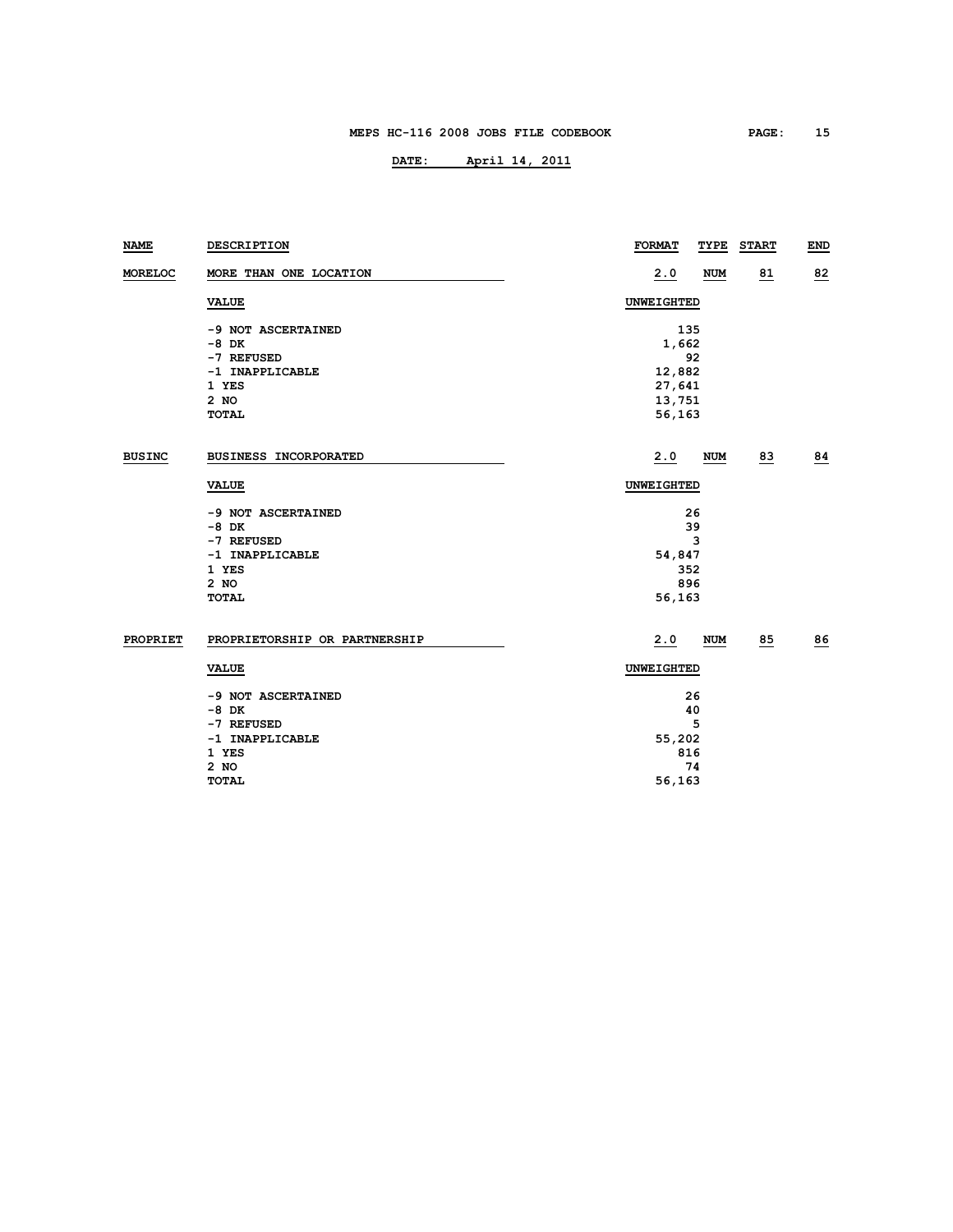| NAME | DESCRIPTION | FORMAT | TYPE | START | END |
|---|---|---|---|---|---|
| MORELOC | MORE THAN ONE LOCATION | 2.0 | NUM | 81 | 82 |

| VALUE | UNWEIGHTED |
|---|---|
| -9 NOT ASCERTAINED | 135 |
| -8 DK | 1,662 |
| -7 REFUSED | 92 |
| -1 INAPPLICABLE | 12,882 |
| 1 YES | 27,641 |
| 2 NO | 13,751 |
| TOTAL | 56,163 |

| NAME | DESCRIPTION | FORMAT | TYPE | START | END |
|---|---|---|---|---|---|
| BUSINC | BUSINESS INCORPORATED | 2.0 | NUM | 83 | 84 |

| VALUE | UNWEIGHTED |
|---|---|
| -9 NOT ASCERTAINED | 26 |
| -8 DK | 39 |
| -7 REFUSED | 3 |
| -1 INAPPLICABLE | 54,847 |
| 1 YES | 352 |
| 2 NO | 896 |
| TOTAL | 56,163 |

| NAME | DESCRIPTION | FORMAT | TYPE | START | END |
|---|---|---|---|---|---|
| PROPRIET | PROPRIETORSHIP OR PARTNERSHIP | 2.0 | NUM | 85 | 86 |

| VALUE | UNWEIGHTED |
|---|---|
| -9 NOT ASCERTAINED | 26 |
| -8 DK | 40 |
| -7 REFUSED | 5 |
| -1 INAPPLICABLE | 55,202 |
| 1 YES | 816 |
| 2 NO | 74 |
| TOTAL | 56,163 |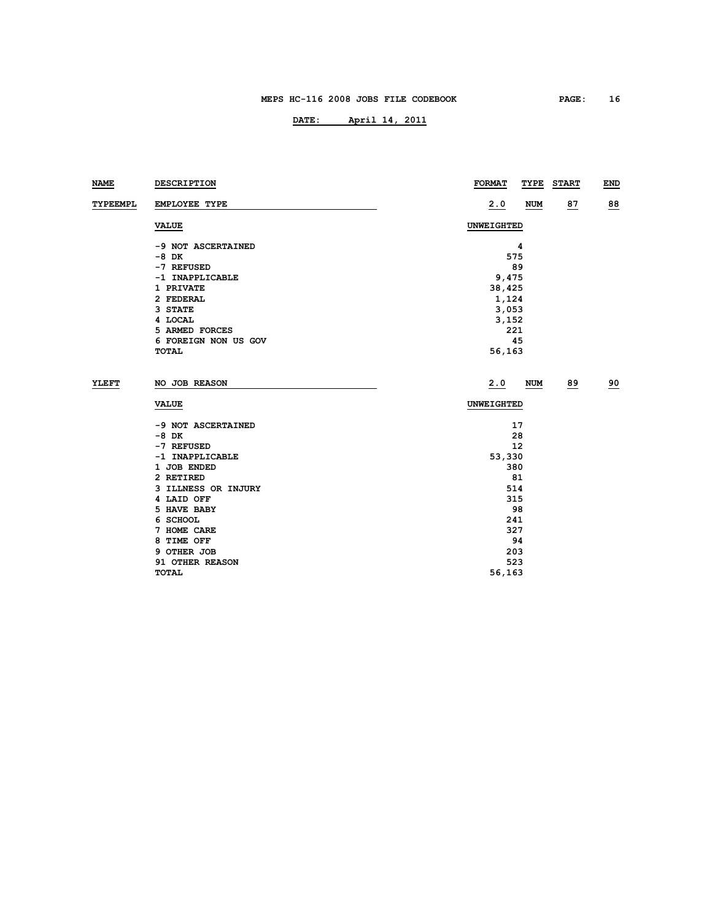| NAME | DESCRIPTION | FORMAT | TYPE | START | END |
|---|---|---|---|---|---|
| TYPEEMPL | EMPLOYEE TYPE | 2.0 | NUM | 87 | 88 |

| VALUE | UNWEIGHTED |
|---|---|
| -9 NOT ASCERTAINED | 4 |
| -8 DK | 575 |
| -7 REFUSED | 89 |
| -1 INAPPLICABLE | 9,475 |
| 1 PRIVATE | 38,425 |
| 2 FEDERAL | 1,124 |
| 3 STATE | 3,053 |
| 4 LOCAL | 3,152 |
| 5 ARMED FORCES | 221 |
| 6 FOREIGN NON US GOV | 45 |
| TOTAL | 56,163 |

| NAME | DESCRIPTION | FORMAT | TYPE | START | END |
|---|---|---|---|---|---|
| YLEFT | NO JOB REASON | 2.0 | NUM | 89 | 90 |

| VALUE | UNWEIGHTED |
|---|---|
| -9 NOT ASCERTAINED | 17 |
| -8 DK | 28 |
| -7 REFUSED | 12 |
| -1 INAPPLICABLE | 53,330 |
| 1 JOB ENDED | 380 |
| 2 RETIRED | 81 |
| 3 ILLNESS OR INJURY | 514 |
| 4 LAID OFF | 315 |
| 5 HAVE BABY | 98 |
| 6 SCHOOL | 241 |
| 7 HOME CARE | 327 |
| 8 TIME OFF | 94 |
| 9 OTHER JOB | 203 |
| 91 OTHER REASON | 523 |
| TOTAL | 56,163 |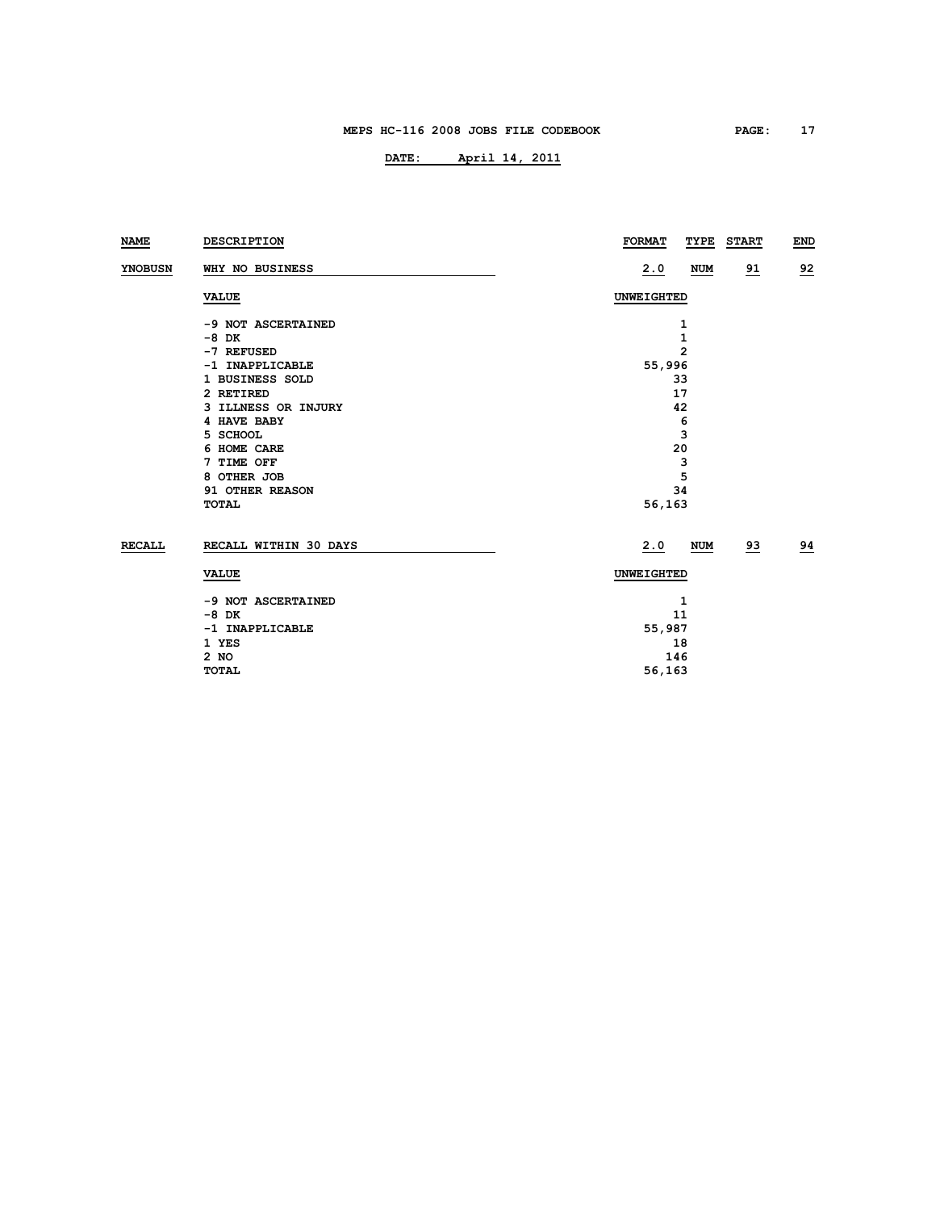| NAME | DESCRIPTION | FORMAT | TYPE | START | END |
|---|---|---|---|---|---|
| YNOBUSN | WHY NO BUSINESS | 2.0 | NUM | 91 | 92 |

| VALUE | UNWEIGHTED |
|---|---|
| -9 NOT ASCERTAINED | 1 |
| -8 DK | 1 |
| -7 REFUSED | 2 |
| -1 INAPPLICABLE | 55,996 |
| 1 BUSINESS SOLD | 33 |
| 2 RETIRED | 17 |
| 3 ILLNESS OR INJURY | 42 |
| 4 HAVE BABY | 6 |
| 5 SCHOOL | 3 |
| 6 HOME CARE | 20 |
| 7 TIME OFF | 3 |
| 8 OTHER JOB | 5 |
| 91 OTHER REASON | 34 |
| TOTAL | 56,163 |

| NAME | DESCRIPTION | FORMAT | TYPE | START | END |
|---|---|---|---|---|---|
| RECALL | RECALL WITHIN 30 DAYS | 2.0 | NUM | 93 | 94 |

| VALUE | UNWEIGHTED |
|---|---|
| -9 NOT ASCERTAINED | 1 |
| -8 DK | 11 |
| -1 INAPPLICABLE | 55,987 |
| 1 YES | 18 |
| 2 NO | 146 |
| TOTAL | 56,163 |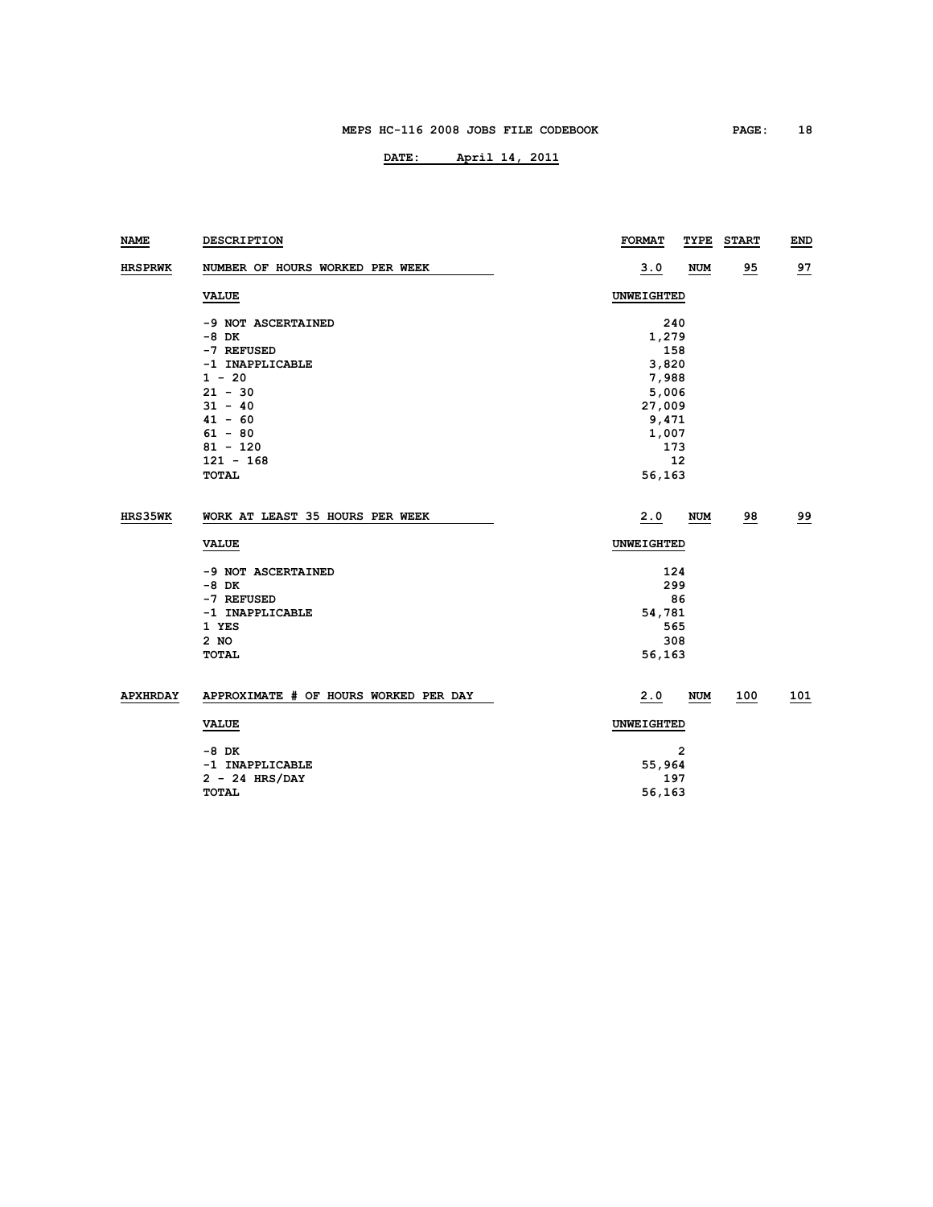| NAME | DESCRIPTION | FORMAT | TYPE | START | END |
|---|---|---|---|---|---|
| HRSPRWK | NUMBER OF HOURS WORKED PER WEEK | 3.0 | NUM | 95 | 97 |

| VALUE | UNWEIGHTED |
|---|---|
| -9 NOT ASCERTAINED | 240 |
| -8 DK | 1,279 |
| -7 REFUSED | 158 |
| -1 INAPPLICABLE | 3,820 |
| 1 - 20 | 7,988 |
| 21 - 30 | 5,006 |
| 31 - 40 | 27,009 |
| 41 - 60 | 9,471 |
| 61 - 80 | 1,007 |
| 81 - 120 | 173 |
| 121 - 168 | 12 |
| TOTAL | 56,163 |

| NAME | DESCRIPTION | FORMAT | TYPE | START | END |
|---|---|---|---|---|---|
| HRS35WK | WORK AT LEAST 35 HOURS PER WEEK | 2.0 | NUM | 98 | 99 |

| VALUE | UNWEIGHTED |
|---|---|
| -9 NOT ASCERTAINED | 124 |
| -8 DK | 299 |
| -7 REFUSED | 86 |
| -1 INAPPLICABLE | 54,781 |
| 1 YES | 565 |
| 2 NO | 308 |
| TOTAL | 56,163 |

| NAME | DESCRIPTION | FORMAT | TYPE | START | END |
|---|---|---|---|---|---|
| APXHRDAY | APPROXIMATE # OF HOURS WORKED PER DAY | 2.0 | NUM | 100 | 101 |

| VALUE | UNWEIGHTED |
|---|---|
| -8 DK | 2 |
| -1 INAPPLICABLE | 55,964 |
| 2 - 24 HRS/DAY | 197 |
| TOTAL | 56,163 |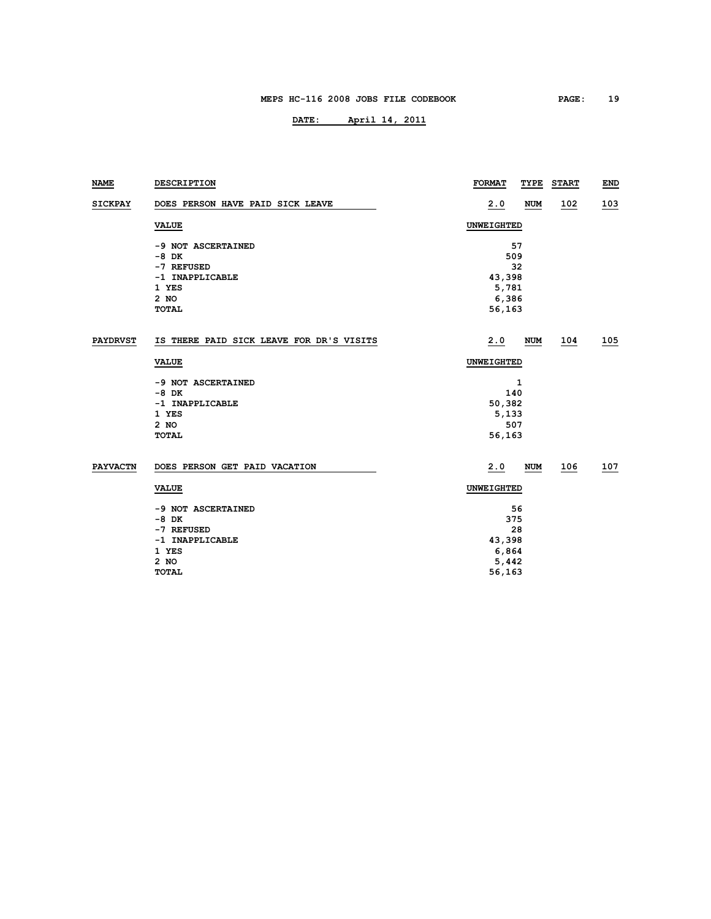| NAME | DESCRIPTION | FORMAT | TYPE | START | END |
|---|---|---|---|---|---|
| SICKPAY | DOES PERSON HAVE PAID SICK LEAVE | 2.0 | NUM | 102 | 103 |

| VALUE | UNWEIGHTED |
|---|---|
| -9 NOT ASCERTAINED | 57 |
| -8 DK | 509 |
| -7 REFUSED | 32 |
| -1 INAPPLICABLE | 43,398 |
| 1 YES | 5,781 |
| 2 NO | 6,386 |
| TOTAL | 56,163 |

| NAME | DESCRIPTION | FORMAT | TYPE | START | END |
|---|---|---|---|---|---|
| PAYDRVST | IS THERE PAID SICK LEAVE FOR DR'S VISITS | 2.0 | NUM | 104 | 105 |

| VALUE | UNWEIGHTED |
|---|---|
| -9 NOT ASCERTAINED | 1 |
| -8 DK | 140 |
| -1 INAPPLICABLE | 50,382 |
| 1 YES | 5,133 |
| 2 NO | 507 |
| TOTAL | 56,163 |

| NAME | DESCRIPTION | FORMAT | TYPE | START | END |
|---|---|---|---|---|---|
| PAYVACTN | DOES PERSON GET PAID VACATION | 2.0 | NUM | 106 | 107 |

| VALUE | UNWEIGHTED |
|---|---|
| -9 NOT ASCERTAINED | 56 |
| -8 DK | 375 |
| -7 REFUSED | 28 |
| -1 INAPPLICABLE | 43,398 |
| 1 YES | 6,864 |
| 2 NO | 5,442 |
| TOTAL | 56,163 |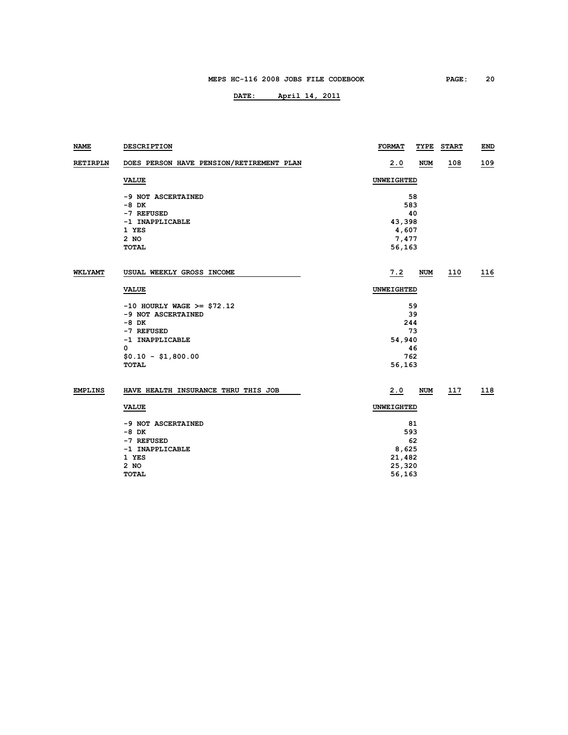| NAME | DESCRIPTION | FORMAT | TYPE | START | END |
|---|---|---|---|---|---|
| RETIRPLN | DOES PERSON HAVE PENSION/RETIREMENT PLAN | 2.0 | NUM | 108 | 109 |

| VALUE | UNWEIGHTED |
|---|---|
| -9 NOT ASCERTAINED | 58 |
| -8 DK | 583 |
| -7 REFUSED | 40 |
| -1 INAPPLICABLE | 43,398 |
| 1 YES | 4,607 |
| 2 NO | 7,477 |
| TOTAL | 56,163 |

| NAME | DESCRIPTION | FORMAT | TYPE | START | END |
|---|---|---|---|---|---|
| WKLYAMT | USUAL WEEKLY GROSS INCOME | 7.2 | NUM | 110 | 116 |

| VALUE | UNWEIGHTED |
|---|---|
| -10 HOURLY WAGE >= $72.12 | 59 |
| -9 NOT ASCERTAINED | 39 |
| -8 DK | 244 |
| -7 REFUSED | 73 |
| -1 INAPPLICABLE | 54,940 |
| 0 | 46 |
| $0.10 - $1,800.00 | 762 |
| TOTAL | 56,163 |

| NAME | DESCRIPTION | FORMAT | TYPE | START | END |
|---|---|---|---|---|---|
| EMPLINS | HAVE HEALTH INSURANCE THRU THIS JOB | 2.0 | NUM | 117 | 118 |

| VALUE | UNWEIGHTED |
|---|---|
| -9 NOT ASCERTAINED | 81 |
| -8 DK | 593 |
| -7 REFUSED | 62 |
| -1 INAPPLICABLE | 8,625 |
| 1 YES | 21,482 |
| 2 NO | 25,320 |
| TOTAL | 56,163 |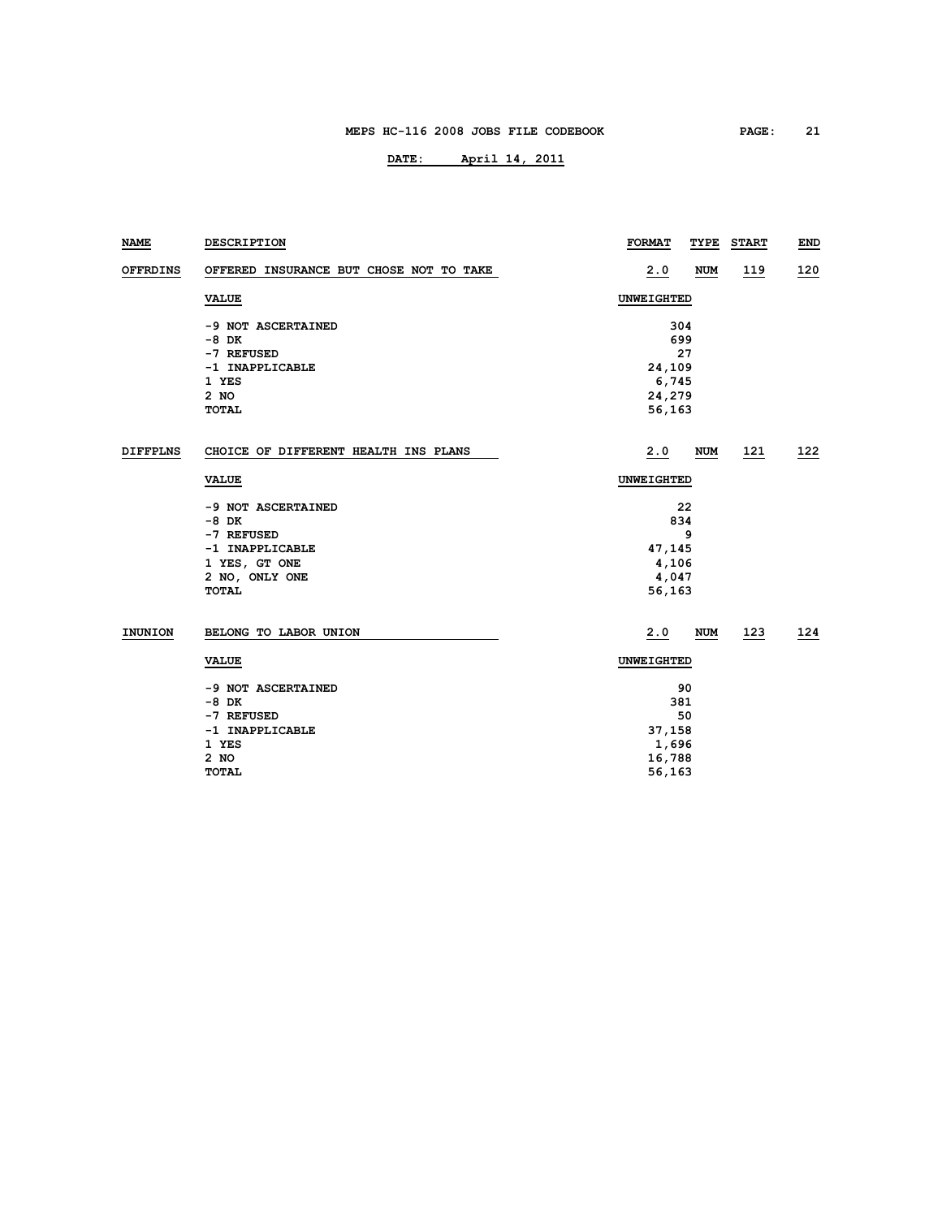| NAME | DESCRIPTION | FORMAT | TYPE | START | END |
|---|---|---|---|---|---|
| OFFRDINS | OFFERED INSURANCE BUT CHOSE NOT TO TAKE | 2.0 | NUM | 119 | 120 |

| VALUE | UNWEIGHTED |
|---|---|
| -9 NOT ASCERTAINED | 304 |
| -8 DK | 699 |
| -7 REFUSED | 27 |
| -1 INAPPLICABLE | 24,109 |
| 1 YES | 6,745 |
| 2 NO | 24,279 |
| TOTAL | 56,163 |

| NAME | DESCRIPTION | FORMAT | TYPE | START | END |
|---|---|---|---|---|---|
| DIFFPLNS | CHOICE OF DIFFERENT HEALTH INS PLANS | 2.0 | NUM | 121 | 122 |

| VALUE | UNWEIGHTED |
|---|---|
| -9 NOT ASCERTAINED | 22 |
| -8 DK | 834 |
| -7 REFUSED | 9 |
| -1 INAPPLICABLE | 47,145 |
| 1 YES, GT ONE | 4,106 |
| 2 NO, ONLY ONE | 4,047 |
| TOTAL | 56,163 |

| NAME | DESCRIPTION | FORMAT | TYPE | START | END |
|---|---|---|---|---|---|
| INUNION | BELONG TO LABOR UNION | 2.0 | NUM | 123 | 124 |

| VALUE | UNWEIGHTED |
|---|---|
| -9 NOT ASCERTAINED | 90 |
| -8 DK | 381 |
| -7 REFUSED | 50 |
| -1 INAPPLICABLE | 37,158 |
| 1 YES | 1,696 |
| 2 NO | 16,788 |
| TOTAL | 56,163 |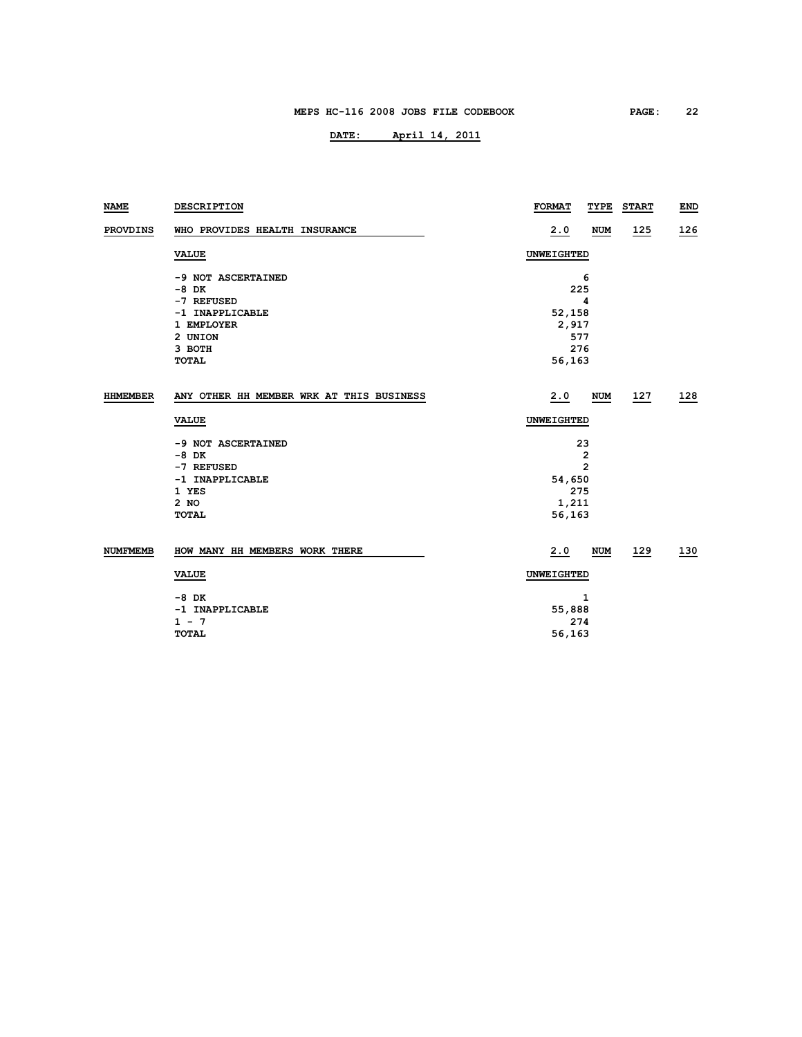| NAME | DESCRIPTION | FORMAT | TYPE | START | END |
|---|---|---|---|---|---|
| **PROVDINS** | WHO PROVIDES HEALTH INSURANCE | 2.0 | NUM | 125 | 126 |

| VALUE | UNWEIGHTED |
|---|---|
| -9 NOT ASCERTAINED | 6 |
| -8 DK | 225 |
| -7 REFUSED | 4 |
| -1 INAPPLICABLE | 52,158 |
| 1 EMPLOYER | 2,917 |
| 2 UNION | 577 |
| 3 BOTH | 276 |
| TOTAL | 56,163 |

| NAME | DESCRIPTION | FORMAT | TYPE | START | END |
|---|---|---|---|---|---|
| **HHMEMBER** | ANY OTHER HH MEMBER WRK AT THIS BUSINESS | 2.0 | NUM | 127 | 128 |

| VALUE | UNWEIGHTED |
|---|---|
| -9 NOT ASCERTAINED | 23 |
| -8 DK | 2 |
| -7 REFUSED | 2 |
| -1 INAPPLICABLE | 54,650 |
| 1 YES | 275 |
| 2 NO | 1,211 |
| TOTAL | 56,163 |

| NAME | DESCRIPTION | FORMAT | TYPE | START | END |
|---|---|---|---|---|---|
| **NUMFMEMB** | HOW MANY HH MEMBERS WORK THERE | 2.0 | NUM | 129 | 130 |

| VALUE | UNWEIGHTED |
|---|---|
| -8 DK | 1 |
| -1 INAPPLICABLE | 55,888 |
| 1 - 7 | 274 |
| TOTAL | 56,163 |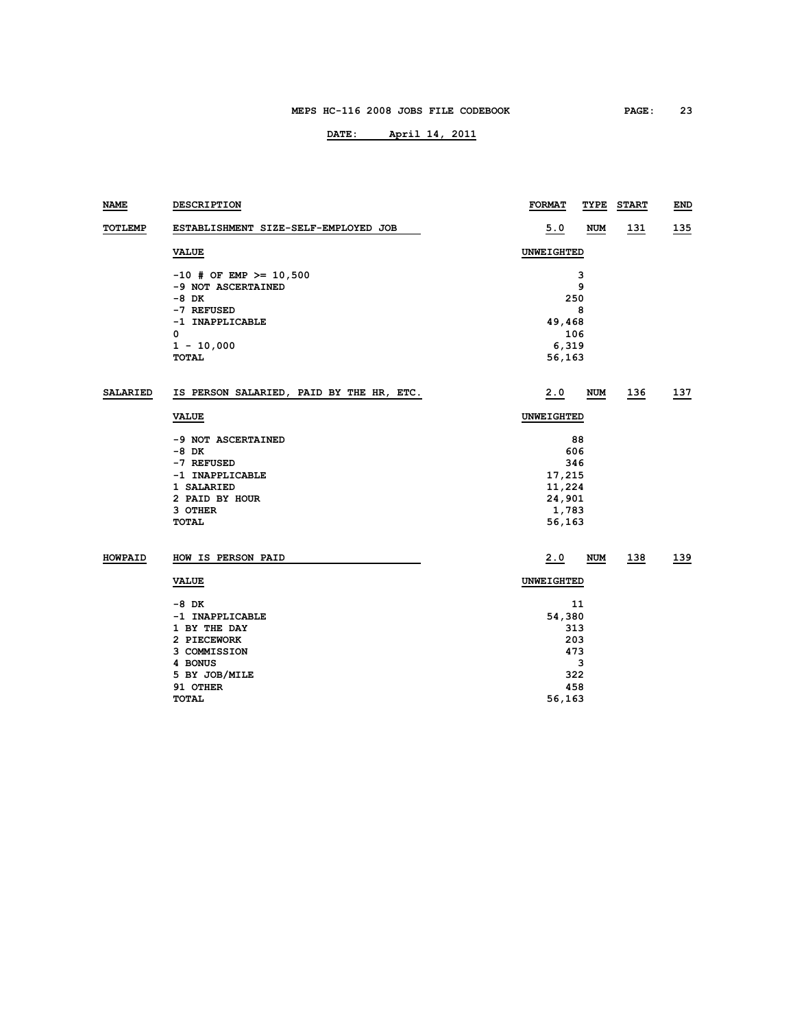| NAME | DESCRIPTION | FORMAT | TYPE | START | END |
|---|---|---|---|---|---|
| TOTLEMP | ESTABLISHMENT SIZE-SELF-EMPLOYED JOB | 5.0 | NUM | 131 | 135 |

| VALUE | UNWEIGHTED |
|---|---|
| -10 # OF EMP >= 10,500 | 3 |
| -9 NOT ASCERTAINED | 9 |
| -8 DK | 250 |
| -7 REFUSED | 8 |
| -1 INAPPLICABLE | 49,468 |
| 0 | 106 |
| 1 - 10,000 | 6,319 |
| TOTAL | 56,163 |

| NAME | DESCRIPTION | FORMAT | TYPE | START | END |
|---|---|---|---|---|---|
| SALARIED | IS PERSON SALARIED, PAID BY THE HR, ETC. | 2.0 | NUM | 136 | 137 |

| VALUE | UNWEIGHTED |
|---|---|
| -9 NOT ASCERTAINED | 88 |
| -8 DK | 606 |
| -7 REFUSED | 346 |
| -1 INAPPLICABLE | 17,215 |
| 1 SALARIED | 11,224 |
| 2 PAID BY HOUR | 24,901 |
| 3 OTHER | 1,783 |
| TOTAL | 56,163 |

| NAME | DESCRIPTION | FORMAT | TYPE | START | END |
|---|---|---|---|---|---|
| HOWPAID | HOW IS PERSON PAID | 2.0 | NUM | 138 | 139 |

| VALUE | UNWEIGHTED |
|---|---|
| -8 DK | 11 |
| -1 INAPPLICABLE | 54,380 |
| 1 BY THE DAY | 313 |
| 2 PIECEWORK | 203 |
| 3 COMMISSION | 473 |
| 4 BONUS | 3 |
| 5 BY JOB/MILE | 322 |
| 91 OTHER | 458 |
| TOTAL | 56,163 |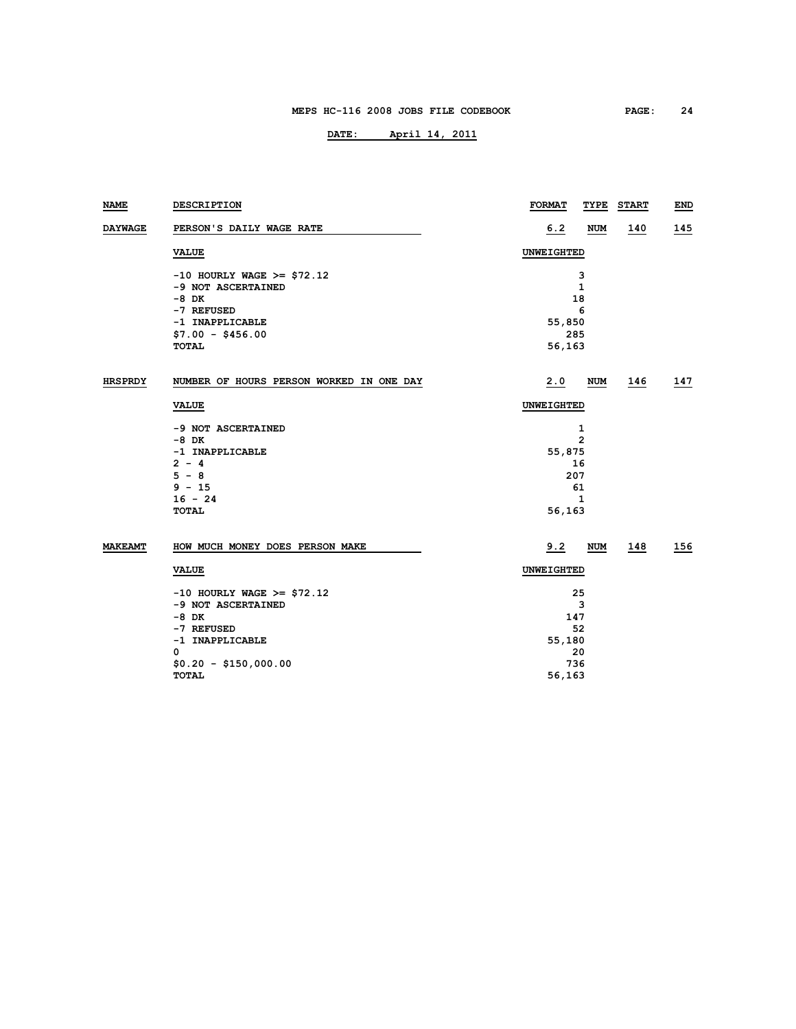| NAME | DESCRIPTION | FORMAT | TYPE | START | END |
|---|---|---|---|---|---|
| DAYWAGE | PERSON'S DAILY WAGE RATE | 6.2 | NUM | 140 | 145 |

| VALUE | UNWEIGHTED |
|---|---|
| -10 HOURLY WAGE >= $72.12 | 3 |
| -9 NOT ASCERTAINED | 1 |
| -8 DK | 18 |
| -7 REFUSED | 6 |
| -1 INAPPLICABLE | 55,850 |
| $7.00 - $456.00 | 285 |
| TOTAL | 56,163 |

| NAME | DESCRIPTION | FORMAT | TYPE | START | END |
|---|---|---|---|---|---|
| HRSPRDY | NUMBER OF HOURS PERSON WORKED IN ONE DAY | 2.0 | NUM | 146 | 147 |

| VALUE | UNWEIGHTED |
|---|---|
| -9 NOT ASCERTAINED | 1 |
| -8 DK | 2 |
| -1 INAPPLICABLE | 55,875 |
| 2 - 4 | 16 |
| 5 - 8 | 207 |
| 9 - 15 | 61 |
| 16 - 24 | 1 |
| TOTAL | 56,163 |

| NAME | DESCRIPTION | FORMAT | TYPE | START | END |
|---|---|---|---|---|---|
| MAKEAMT | HOW MUCH MONEY DOES PERSON MAKE | 9.2 | NUM | 148 | 156 |

| VALUE | UNWEIGHTED |
|---|---|
| -10 HOURLY WAGE >= $72.12 | 25 |
| -9 NOT ASCERTAINED | 3 |
| -8 DK | 147 |
| -7 REFUSED | 52 |
| -1 INAPPLICABLE | 55,180 |
| 0 | 20 |
| $0.20 - $150,000.00 | 736 |
| TOTAL | 56,163 |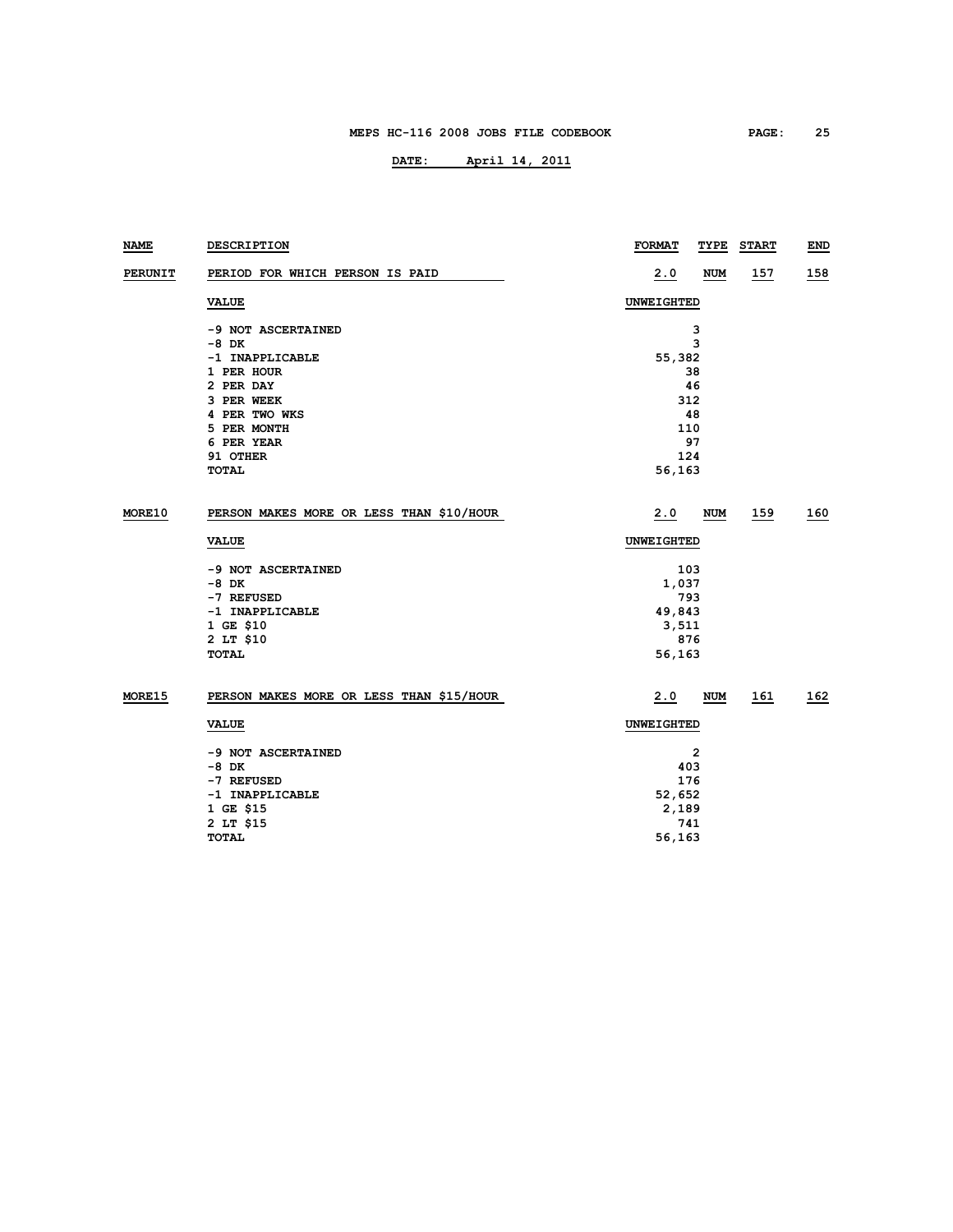| NAME | DESCRIPTION | FORMAT | TYPE | START | END |
|---|---|---|---|---|---|
| PERUNIT | PERIOD FOR WHICH PERSON IS PAID | 2.0 | NUM | 157 | 158 |

| VALUE | UNWEIGHTED |
|---|---|
| -9 NOT ASCERTAINED | 3 |
| -8 DK | 3 |
| -1 INAPPLICABLE | 55,382 |
| 1 PER HOUR | 38 |
| 2 PER DAY | 46 |
| 3 PER WEEK | 312 |
| 4 PER TWO WKS | 48 |
| 5 PER MONTH | 110 |
| 6 PER YEAR | 97 |
| 91 OTHER | 124 |
| TOTAL | 56,163 |

| NAME | DESCRIPTION | FORMAT | TYPE | START | END |
|---|---|---|---|---|---|
| MORE10 | PERSON MAKES MORE OR LESS THAN $10/HOUR | 2.0 | NUM | 159 | 160 |

| VALUE | UNWEIGHTED |
|---|---|
| -9 NOT ASCERTAINED | 103 |
| -8 DK | 1,037 |
| -7 REFUSED | 793 |
| -1 INAPPLICABLE | 49,843 |
| 1 GE $10 | 3,511 |
| 2 LT $10 | 876 |
| TOTAL | 56,163 |

| NAME | DESCRIPTION | FORMAT | TYPE | START | END |
|---|---|---|---|---|---|
| MORE15 | PERSON MAKES MORE OR LESS THAN $15/HOUR | 2.0 | NUM | 161 | 162 |

| VALUE | UNWEIGHTED |
|---|---|
| -9 NOT ASCERTAINED | 2 |
| -8 DK | 403 |
| -7 REFUSED | 176 |
| -1 INAPPLICABLE | 52,652 |
| 1 GE $15 | 2,189 |
| 2 LT $15 | 741 |
| TOTAL | 56,163 |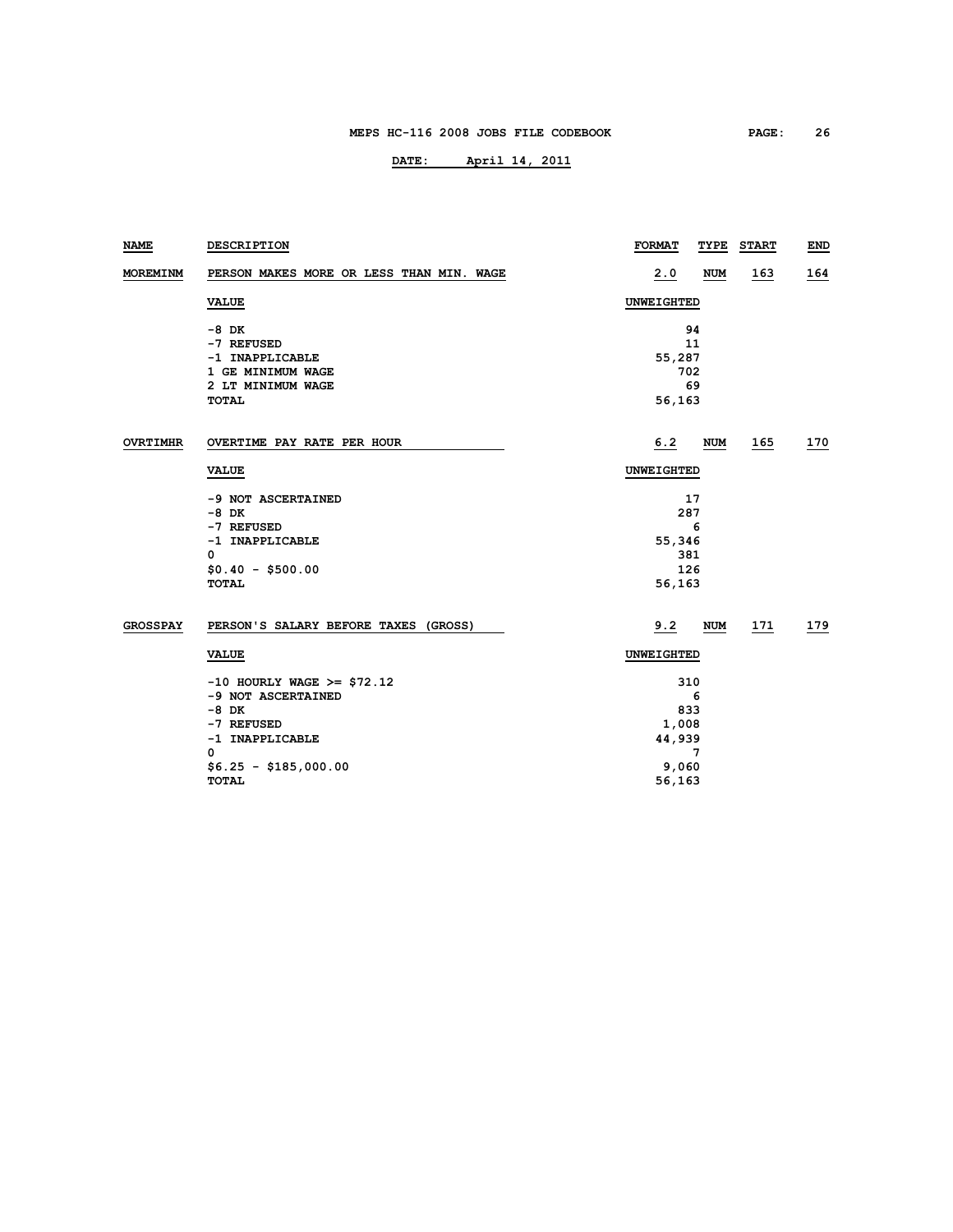| NAME | DESCRIPTION | FORMAT | TYPE | START | END |
|---|---|---|---|---|---|
| MOREMINM | PERSON MAKES MORE OR LESS THAN MIN. WAGE | 2.0 | NUM | 163 | 164 |

| VALUE | UNWEIGHTED |
|---|---|
| -8 DK | 94 |
| -7 REFUSED | 11 |
| -1 INAPPLICABLE | 55,287 |
| 1 GE MINIMUM WAGE | 702 |
| 2 LT MINIMUM WAGE | 69 |
| TOTAL | 56,163 |

| NAME | DESCRIPTION | FORMAT | TYPE | START | END |
|---|---|---|---|---|---|
| OVRTIMHR | OVERTIME PAY RATE PER HOUR | 6.2 | NUM | 165 | 170 |

| VALUE | UNWEIGHTED |
|---|---|
| -9 NOT ASCERTAINED | 17 |
| -8 DK | 287 |
| -7 REFUSED | 6 |
| -1 INAPPLICABLE | 55,346 |
| 0 | 381 |
| $0.40 - $500.00 | 126 |
| TOTAL | 56,163 |

| NAME | DESCRIPTION | FORMAT | TYPE | START | END |
|---|---|---|---|---|---|
| GROSSPAY | PERSON'S SALARY BEFORE TAXES (GROSS) | 9.2 | NUM | 171 | 179 |

| VALUE | UNWEIGHTED |
|---|---|
| -10 HOURLY WAGE >= $72.12 | 310 |
| -9 NOT ASCERTAINED | 6 |
| -8 DK | 833 |
| -7 REFUSED | 1,008 |
| -1 INAPPLICABLE | 44,939 |
| 0 | 7 |
| $6.25 - $185,000.00 | 9,060 |
| TOTAL | 56,163 |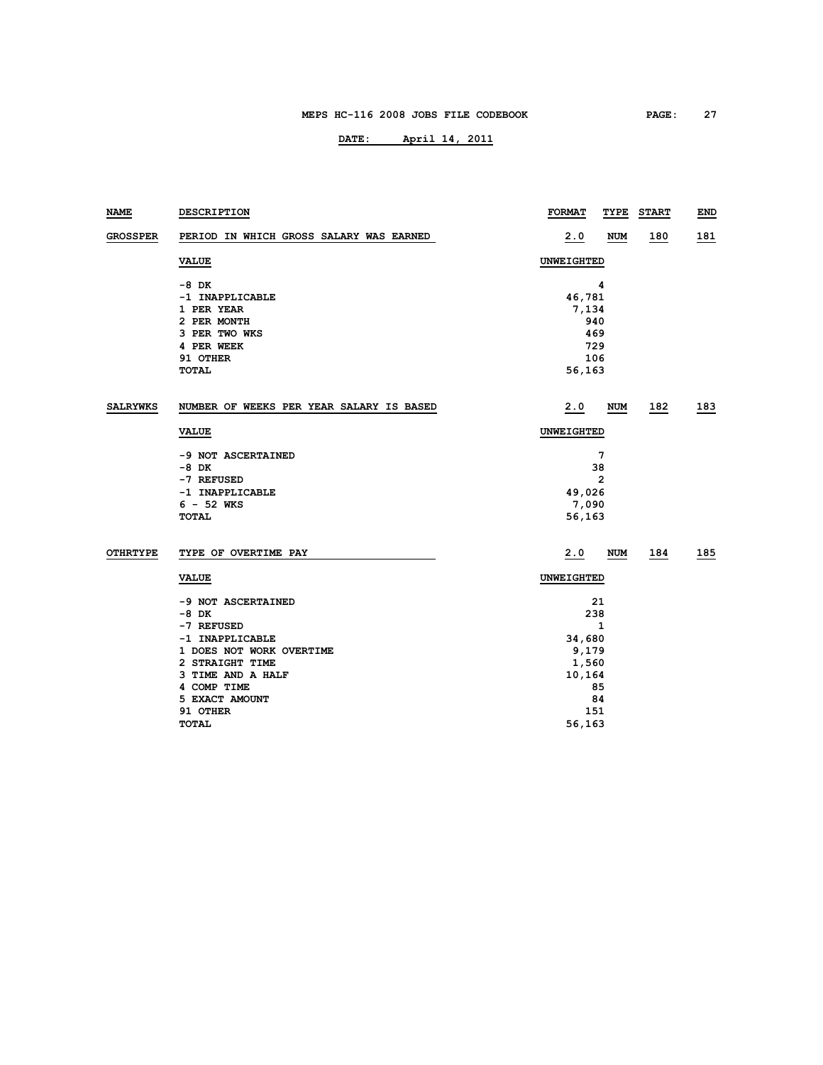| NAME | DESCRIPTION | FORMAT | TYPE | START | END |
|---|---|---|---|---|---|
| GROSSPER | PERIOD IN WHICH GROSS SALARY WAS EARNED | 2.0 | NUM | 180 | 181 |

| VALUE | UNWEIGHTED |
|---|---|
| -8 DK | 4 |
| -1 INAPPLICABLE | 46,781 |
| 1 PER YEAR | 7,134 |
| 2 PER MONTH | 940 |
| 3 PER TWO WKS | 469 |
| 4 PER WEEK | 729 |
| 91 OTHER | 106 |
| TOTAL | 56,163 |

| NAME | DESCRIPTION | FORMAT | TYPE | START | END |
|---|---|---|---|---|---|
| SALRYWKS | NUMBER OF WEEKS PER YEAR SALARY IS BASED | 2.0 | NUM | 182 | 183 |

| VALUE | UNWEIGHTED |
|---|---|
| -9 NOT ASCERTAINED | 7 |
| -8 DK | 38 |
| -7 REFUSED | 2 |
| -1 INAPPLICABLE | 49,026 |
| 6 - 52 WKS | 7,090 |
| TOTAL | 56,163 |

| NAME | DESCRIPTION | FORMAT | TYPE | START | END |
|---|---|---|---|---|---|
| OTHRTYPE | TYPE OF OVERTIME PAY | 2.0 | NUM | 184 | 185 |

| VALUE | UNWEIGHTED |
|---|---|
| -9 NOT ASCERTAINED | 21 |
| -8 DK | 238 |
| -7 REFUSED | 1 |
| -1 INAPPLICABLE | 34,680 |
| 1 DOES NOT WORK OVERTIME | 9,179 |
| 2 STRAIGHT TIME | 1,560 |
| 3 TIME AND A HALF | 10,164 |
| 4 COMP TIME | 85 |
| 5 EXACT AMOUNT | 84 |
| 91 OTHER | 151 |
| TOTAL | 56,163 |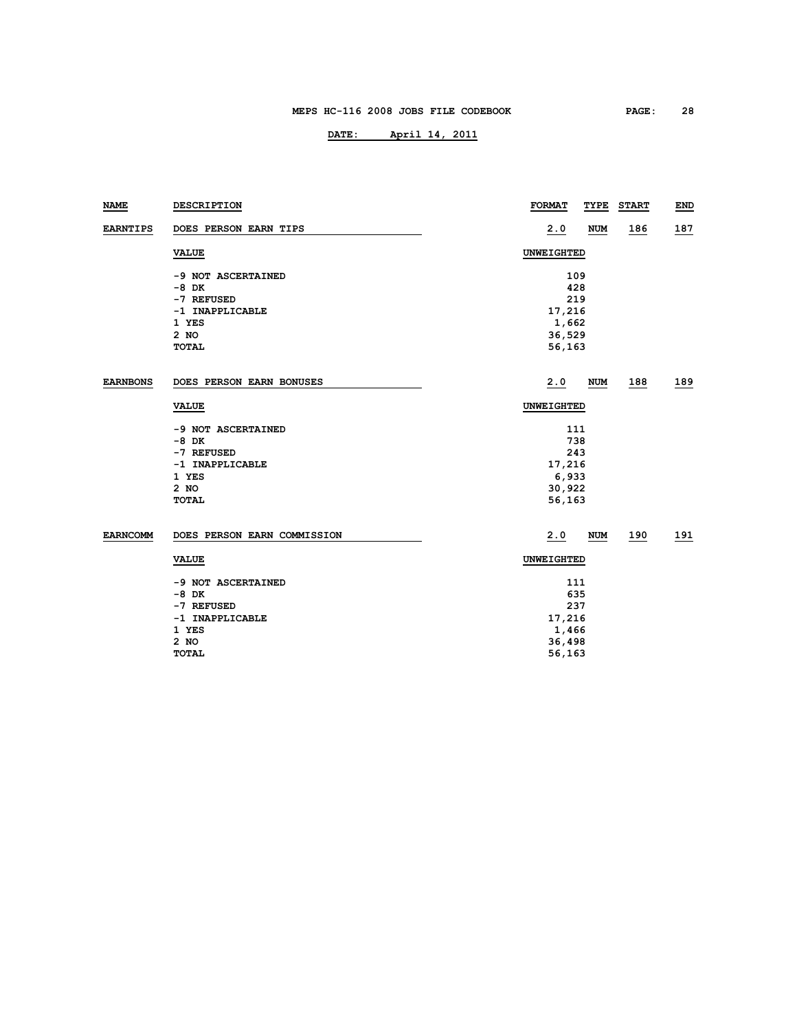| NAME | DESCRIPTION | FORMAT | TYPE | START | END |
|---|---|---|---|---|---|
| EARNTIPS | DOES PERSON EARN TIPS | 2.0 | NUM | 186 | 187 |

| VALUE | UNWEIGHTED |
|---|---|
| -9 NOT ASCERTAINED | 109 |
| -8 DK | 428 |
| -7 REFUSED | 219 |
| -1 INAPPLICABLE | 17,216 |
| 1 YES | 1,662 |
| 2 NO | 36,529 |
| TOTAL | 56,163 |

| NAME | DESCRIPTION | FORMAT | TYPE | START | END |
|---|---|---|---|---|---|
| EARNBONS | DOES PERSON EARN BONUSES | 2.0 | NUM | 188 | 189 |

| VALUE | UNWEIGHTED |
|---|---|
| -9 NOT ASCERTAINED | 111 |
| -8 DK | 738 |
| -7 REFUSED | 243 |
| -1 INAPPLICABLE | 17,216 |
| 1 YES | 6,933 |
| 2 NO | 30,922 |
| TOTAL | 56,163 |

| NAME | DESCRIPTION | FORMAT | TYPE | START | END |
|---|---|---|---|---|---|
| EARNCOMM | DOES PERSON EARN COMMISSION | 2.0 | NUM | 190 | 191 |

| VALUE | UNWEIGHTED |
|---|---|
| -9 NOT ASCERTAINED | 111 |
| -8 DK | 635 |
| -7 REFUSED | 237 |
| -1 INAPPLICABLE | 17,216 |
| 1 YES | 1,466 |
| 2 NO | 36,498 |
| TOTAL | 56,163 |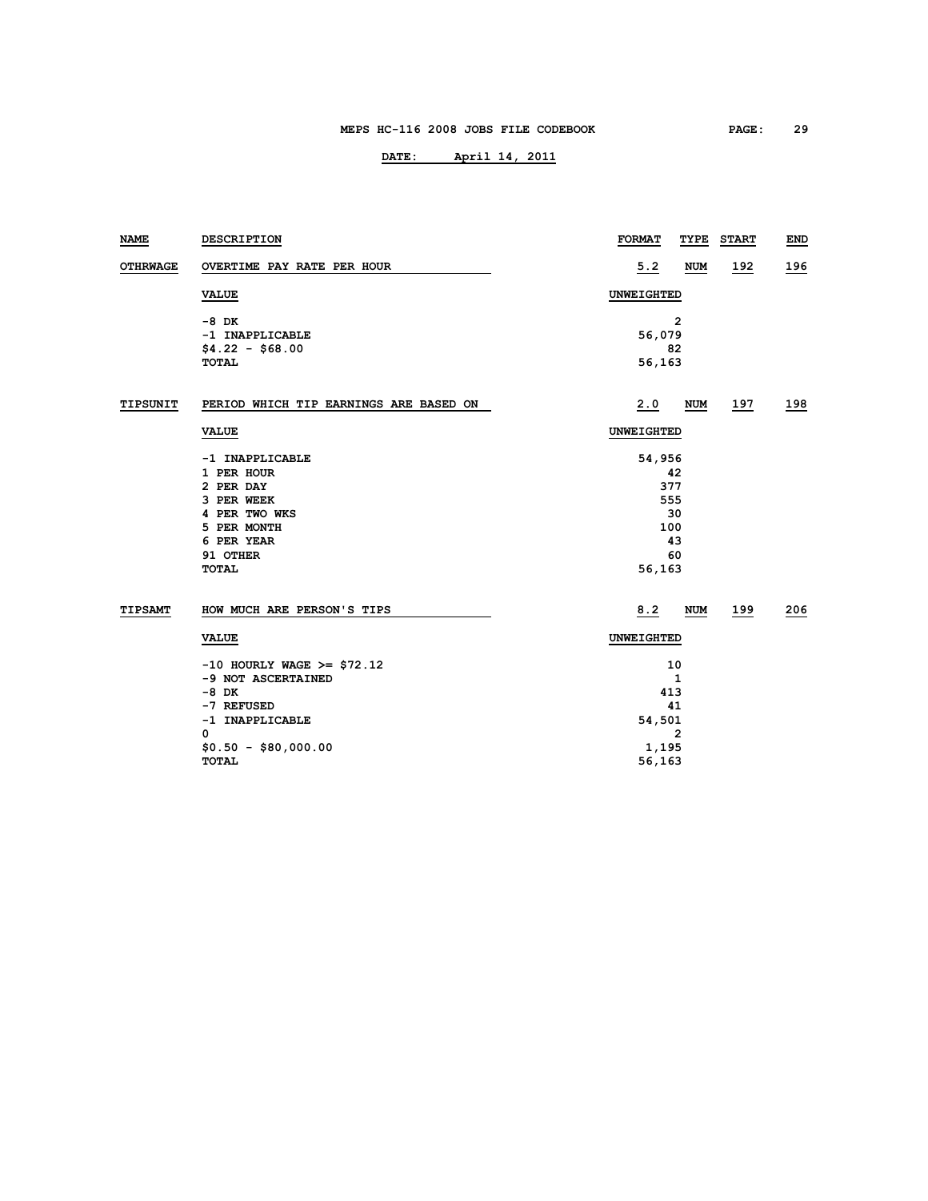| NAME | DESCRIPTION | FORMAT | TYPE | START | END |
|---|---|---|---|---|---|
| OTHRWAGE | OVERTIME PAY RATE PER HOUR | 5.2 | NUM | 192 | 196 |

| VALUE | UNWEIGHTED |
|---|---|
| -8 DK | 2 |
| -1 INAPPLICABLE | 56,079 |
| $4.22 - $68.00 | 82 |
| TOTAL | 56,163 |

| NAME | DESCRIPTION | FORMAT | TYPE | START | END |
|---|---|---|---|---|---|
| TIPSUNIT | PERIOD WHICH TIP EARNINGS ARE BASED ON | 2.0 | NUM | 197 | 198 |

| VALUE | UNWEIGHTED |
|---|---|
| -1 INAPPLICABLE | 54,956 |
| 1 PER HOUR | 42 |
| 2 PER DAY | 377 |
| 3 PER WEEK | 555 |
| 4 PER TWO WKS | 30 |
| 5 PER MONTH | 100 |
| 6 PER YEAR | 43 |
| 91 OTHER | 60 |
| TOTAL | 56,163 |

| NAME | DESCRIPTION | FORMAT | TYPE | START | END |
|---|---|---|---|---|---|
| TIPSAMT | HOW MUCH ARE PERSON'S TIPS | 8.2 | NUM | 199 | 206 |

| VALUE | UNWEIGHTED |
|---|---|
| -10 HOURLY WAGE >= $72.12 | 10 |
| -9 NOT ASCERTAINED | 1 |
| -8 DK | 413 |
| -7 REFUSED | 41 |
| -1 INAPPLICABLE | 54,501 |
| 0 | 2 |
| $0.50 - $80,000.00 | 1,195 |
| TOTAL | 56,163 |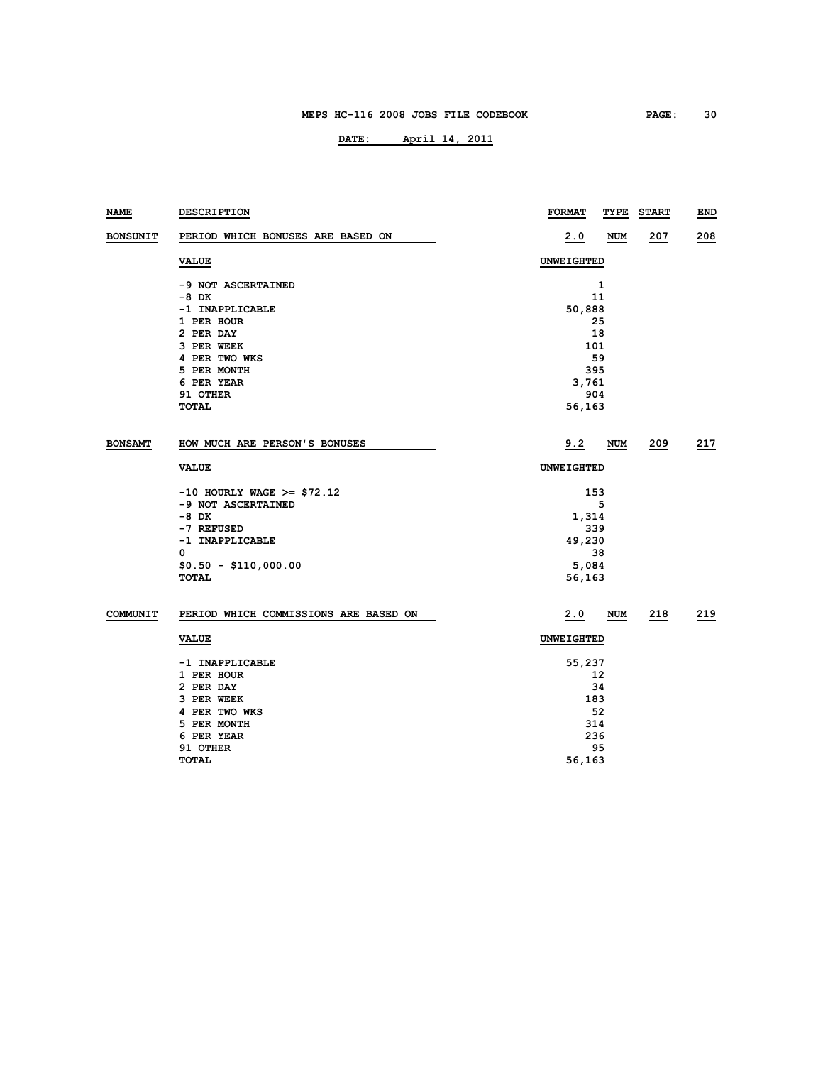| NAME | DESCRIPTION | FORMAT | TYPE | START | END |
|---|---|---|---|---|---|
| BONSUNIT | PERIOD WHICH BONUSES ARE BASED ON | 2.0 | NUM | 207 | 208 |

| VALUE | UNWEIGHTED |
|---|---|
| -9 NOT ASCERTAINED | 1 |
| -8 DK | 11 |
| -1 INAPPLICABLE | 50,888 |
| 1 PER HOUR | 25 |
| 2 PER DAY | 18 |
| 3 PER WEEK | 101 |
| 4 PER TWO WKS | 59 |
| 5 PER MONTH | 395 |
| 6 PER YEAR | 3,761 |
| 91 OTHER | 904 |
| TOTAL | 56,163 |

| NAME | DESCRIPTION | FORMAT | TYPE | START | END |
|---|---|---|---|---|---|
| BONSAMT | HOW MUCH ARE PERSON'S BONUSES | 9.2 | NUM | 209 | 217 |

| VALUE | UNWEIGHTED |
|---|---|
| -10 HOURLY WAGE >= $72.12 | 153 |
| -9 NOT ASCERTAINED | 5 |
| -8 DK | 1,314 |
| -7 REFUSED | 339 |
| -1 INAPPLICABLE | 49,230 |
| 0 | 38 |
| $0.50 - $110,000.00 | 5,084 |
| TOTAL | 56,163 |

| NAME | DESCRIPTION | FORMAT | TYPE | START | END |
|---|---|---|---|---|---|
| COMMUNIT | PERIOD WHICH COMMISSIONS ARE BASED ON | 2.0 | NUM | 218 | 219 |

| VALUE | UNWEIGHTED |
|---|---|
| -1 INAPPLICABLE | 55,237 |
| 1 PER HOUR | 12 |
| 2 PER DAY | 34 |
| 3 PER WEEK | 183 |
| 4 PER TWO WKS | 52 |
| 5 PER MONTH | 314 |
| 6 PER YEAR | 236 |
| 91 OTHER | 95 |
| TOTAL | 56,163 |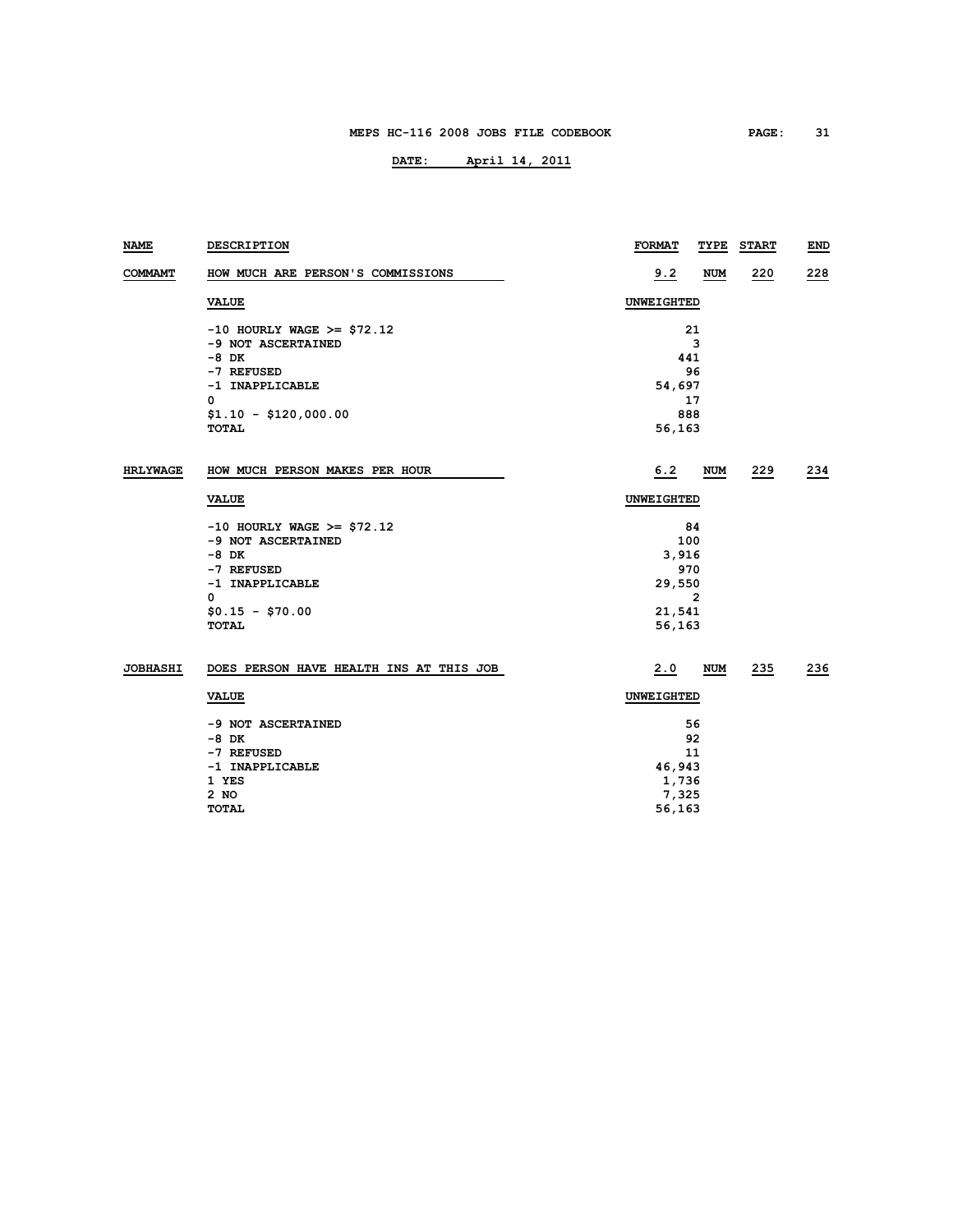| NAME | DESCRIPTION | FORMAT | TYPE | START | END |
|---|---|---|---|---|---|
| COMMAMT | HOW MUCH ARE PERSON'S COMMISSIONS | 9.2 | NUM | 220 | 228 |

| VALUE | UNWEIGHTED |
|---|---|
| -10 HOURLY WAGE >= $72.12 | 21 |
| -9 NOT ASCERTAINED | 3 |
| -8 DK | 441 |
| -7 REFUSED | 96 |
| -1 INAPPLICABLE | 54,697 |
| 0 | 17 |
| $1.10 - $120,000.00 | 888 |
| TOTAL | 56,163 |

| NAME | DESCRIPTION | FORMAT | TYPE | START | END |
|---|---|---|---|---|---|
| HRLYWAGE | HOW MUCH PERSON MAKES PER HOUR | 6.2 | NUM | 229 | 234 |

| VALUE | UNWEIGHTED |
|---|---|
| -10 HOURLY WAGE >= $72.12 | 84 |
| -9 NOT ASCERTAINED | 100 |
| -8 DK | 3,916 |
| -7 REFUSED | 970 |
| -1 INAPPLICABLE | 29,550 |
| 0 | 2 |
| $0.15 - $70.00 | 21,541 |
| TOTAL | 56,163 |

| NAME | DESCRIPTION | FORMAT | TYPE | START | END |
|---|---|---|---|---|---|
| JOBHASHI | DOES PERSON HAVE HEALTH INS AT THIS JOB | 2.0 | NUM | 235 | 236 |

| VALUE | UNWEIGHTED |
|---|---|
| -9 NOT ASCERTAINED | 56 |
| -8 DK | 92 |
| -7 REFUSED | 11 |
| -1 INAPPLICABLE | 46,943 |
| 1 YES | 1,736 |
| 2 NO | 7,325 |
| TOTAL | 56,163 |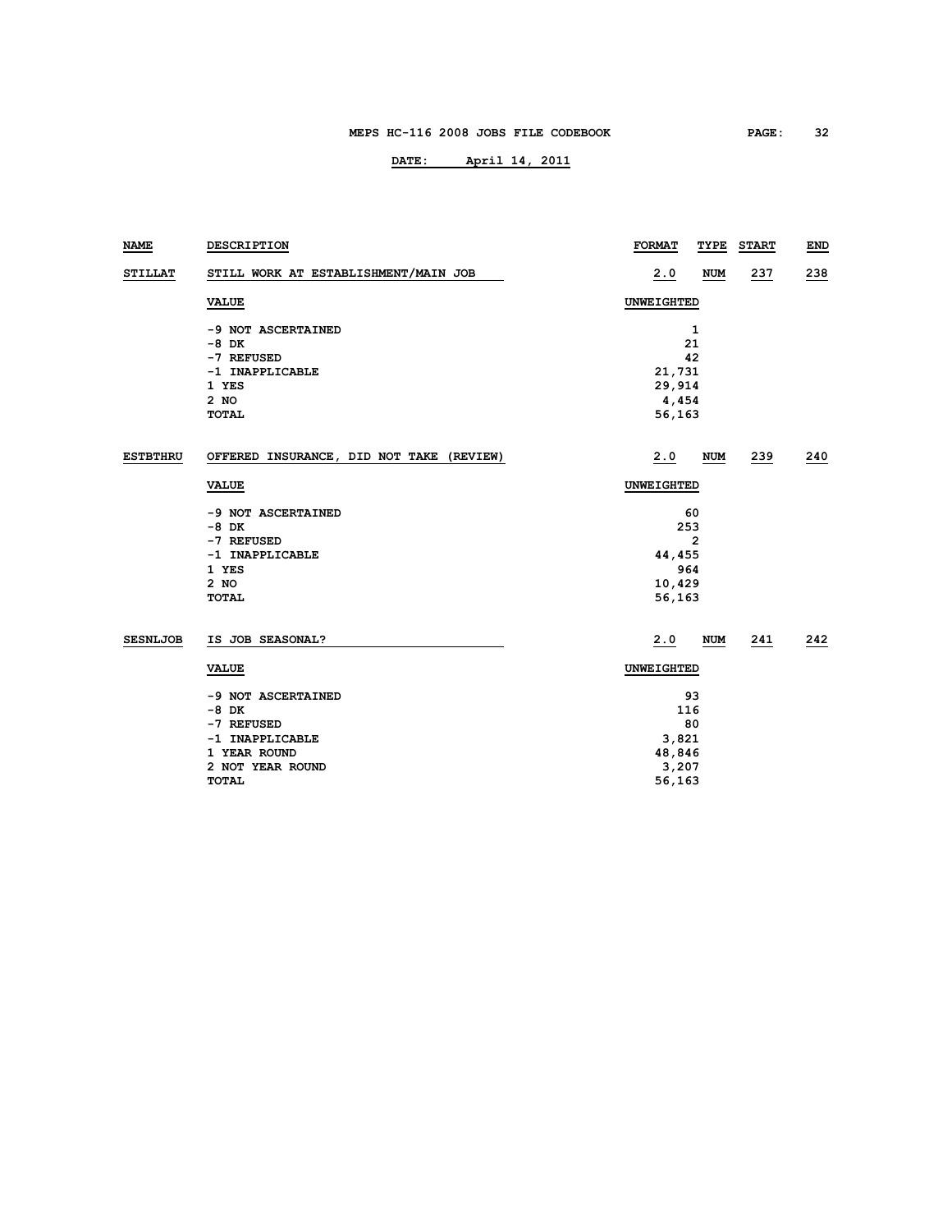| NAME | DESCRIPTION | FORMAT | TYPE | START | END |
|---|---|---|---|---|---|
| STILLAT | STILL WORK AT ESTABLISHMENT/MAIN JOB | 2.0 | NUM | 237 | 238 |

| VALUE | UNWEIGHTED |
|---|---|
| -9 NOT ASCERTAINED | 1 |
| -8 DK | 21 |
| -7 REFUSED | 42 |
| -1 INAPPLICABLE | 21,731 |
| 1 YES | 29,914 |
| 2 NO | 4,454 |
| TOTAL | 56,163 |

| NAME | DESCRIPTION | FORMAT | TYPE | START | END |
|---|---|---|---|---|---|
| ESTBTHRU | OFFERED INSURANCE, DID NOT TAKE (REVIEW) | 2.0 | NUM | 239 | 240 |

| VALUE | UNWEIGHTED |
|---|---|
| -9 NOT ASCERTAINED | 60 |
| -8 DK | 253 |
| -7 REFUSED | 2 |
| -1 INAPPLICABLE | 44,455 |
| 1 YES | 964 |
| 2 NO | 10,429 |
| TOTAL | 56,163 |

| NAME | DESCRIPTION | FORMAT | TYPE | START | END |
|---|---|---|---|---|---|
| SESNLJOB | IS JOB SEASONAL? | 2.0 | NUM | 241 | 242 |

| VALUE | UNWEIGHTED |
|---|---|
| -9 NOT ASCERTAINED | 93 |
| -8 DK | 116 |
| -7 REFUSED | 80 |
| -1 INAPPLICABLE | 3,821 |
| 1 YEAR ROUND | 48,846 |
| 2 NOT YEAR ROUND | 3,207 |
| TOTAL | 56,163 |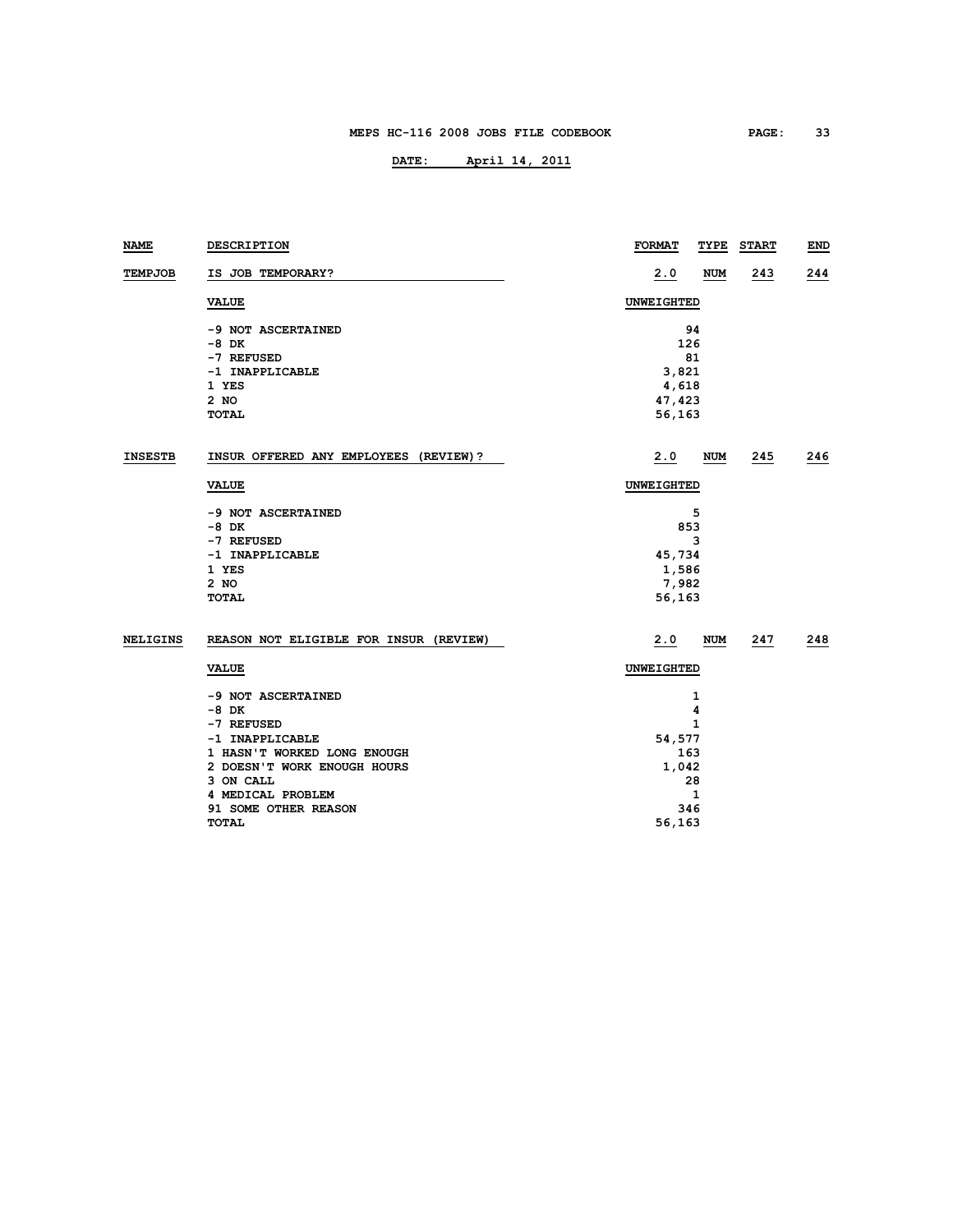| NAME | DESCRIPTION | FORMAT | TYPE | START | END |
|---|---|---|---|---|---|
| TEMPJOB | IS JOB TEMPORARY? | 2.0 | NUM | 243 | 244 |

| VALUE | UNWEIGHTED |
|---|---|
| -9 NOT ASCERTAINED | 94 |
| -8 DK | 126 |
| -7 REFUSED | 81 |
| -1 INAPPLICABLE | 3,821 |
| 1 YES | 4,618 |
| 2 NO | 47,423 |
| TOTAL | 56,163 |

| NAME | DESCRIPTION | FORMAT | TYPE | START | END |
|---|---|---|---|---|---|
| INSESTB | INSUR OFFERED ANY EMPLOYEES (REVIEW)? | 2.0 | NUM | 245 | 246 |

| VALUE | UNWEIGHTED |
|---|---|
| -9 NOT ASCERTAINED | 5 |
| -8 DK | 853 |
| -7 REFUSED | 3 |
| -1 INAPPLICABLE | 45,734 |
| 1 YES | 1,586 |
| 2 NO | 7,982 |
| TOTAL | 56,163 |

| NAME | DESCRIPTION | FORMAT | TYPE | START | END |
|---|---|---|---|---|---|
| NELIGINS | REASON NOT ELIGIBLE FOR INSUR (REVIEW) | 2.0 | NUM | 247 | 248 |

| VALUE | UNWEIGHTED |
|---|---|
| -9 NOT ASCERTAINED | 1 |
| -8 DK | 4 |
| -7 REFUSED | 1 |
| -1 INAPPLICABLE | 54,577 |
| 1 HASN'T WORKED LONG ENOUGH | 163 |
| 2 DOESN'T WORK ENOUGH HOURS | 1,042 |
| 3 ON CALL | 28 |
| 4 MEDICAL PROBLEM | 1 |
| 91 SOME OTHER REASON | 346 |
| TOTAL | 56,163 |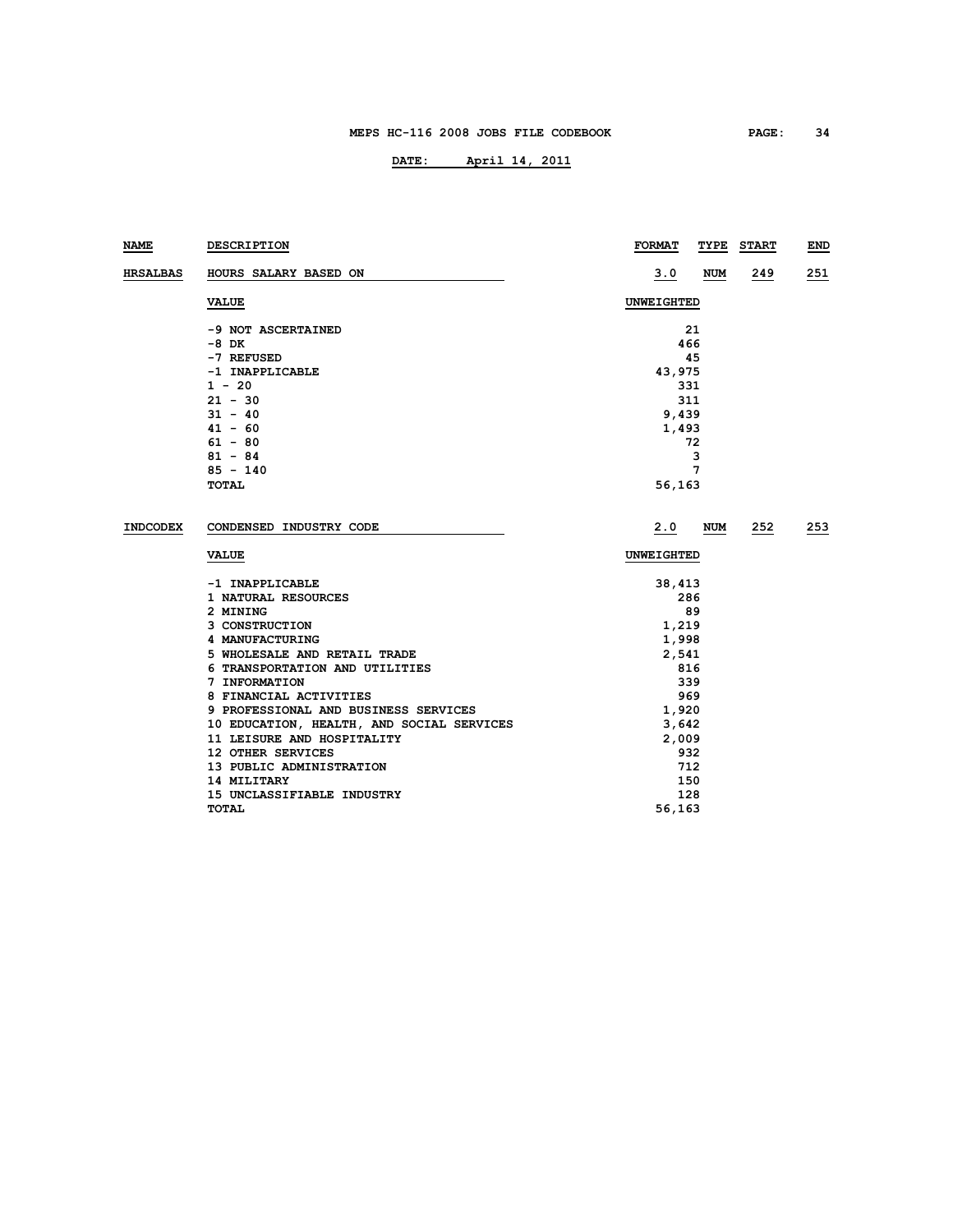| NAME | DESCRIPTION | FORMAT | TYPE | START | END |
|---|---|---|---|---|---|
| HRSALBAS | HOURS SALARY BASED ON | 3.0 | NUM | 249 | 251 |

| VALUE | UNWEIGHTED |
|---|---|
| -9 NOT ASCERTAINED | 21 |
| -8 DK | 466 |
| -7 REFUSED | 45 |
| -1 INAPPLICABLE | 43,975 |
| 1 - 20 | 331 |
| 21 - 30 | 311 |
| 31 - 40 | 9,439 |
| 41 - 60 | 1,493 |
| 61 - 80 | 72 |
| 81 - 84 | 3 |
| 85 - 140 | 7 |
| TOTAL | 56,163 |

| NAME | DESCRIPTION | FORMAT | TYPE | START | END |
|---|---|---|---|---|---|
| INDCODEX | CONDENSED INDUSTRY CODE | 2.0 | NUM | 252 | 253 |

| VALUE | UNWEIGHTED |
|---|---|
| -1 INAPPLICABLE | 38,413 |
| 1 NATURAL RESOURCES | 286 |
| 2 MINING | 89 |
| 3 CONSTRUCTION | 1,219 |
| 4 MANUFACTURING | 1,998 |
| 5 WHOLESALE AND RETAIL TRADE | 2,541 |
| 6 TRANSPORTATION AND UTILITIES | 816 |
| 7 INFORMATION | 339 |
| 8 FINANCIAL ACTIVITIES | 969 |
| 9 PROFESSIONAL AND BUSINESS SERVICES | 1,920 |
| 10 EDUCATION, HEALTH, AND SOCIAL SERVICES | 3,642 |
| 11 LEISURE AND HOSPITALITY | 2,009 |
| 12 OTHER SERVICES | 932 |
| 13 PUBLIC ADMINISTRATION | 712 |
| 14 MILITARY | 150 |
| 15 UNCLASSIFIABLE INDUSTRY | 128 |
| TOTAL | 56,163 |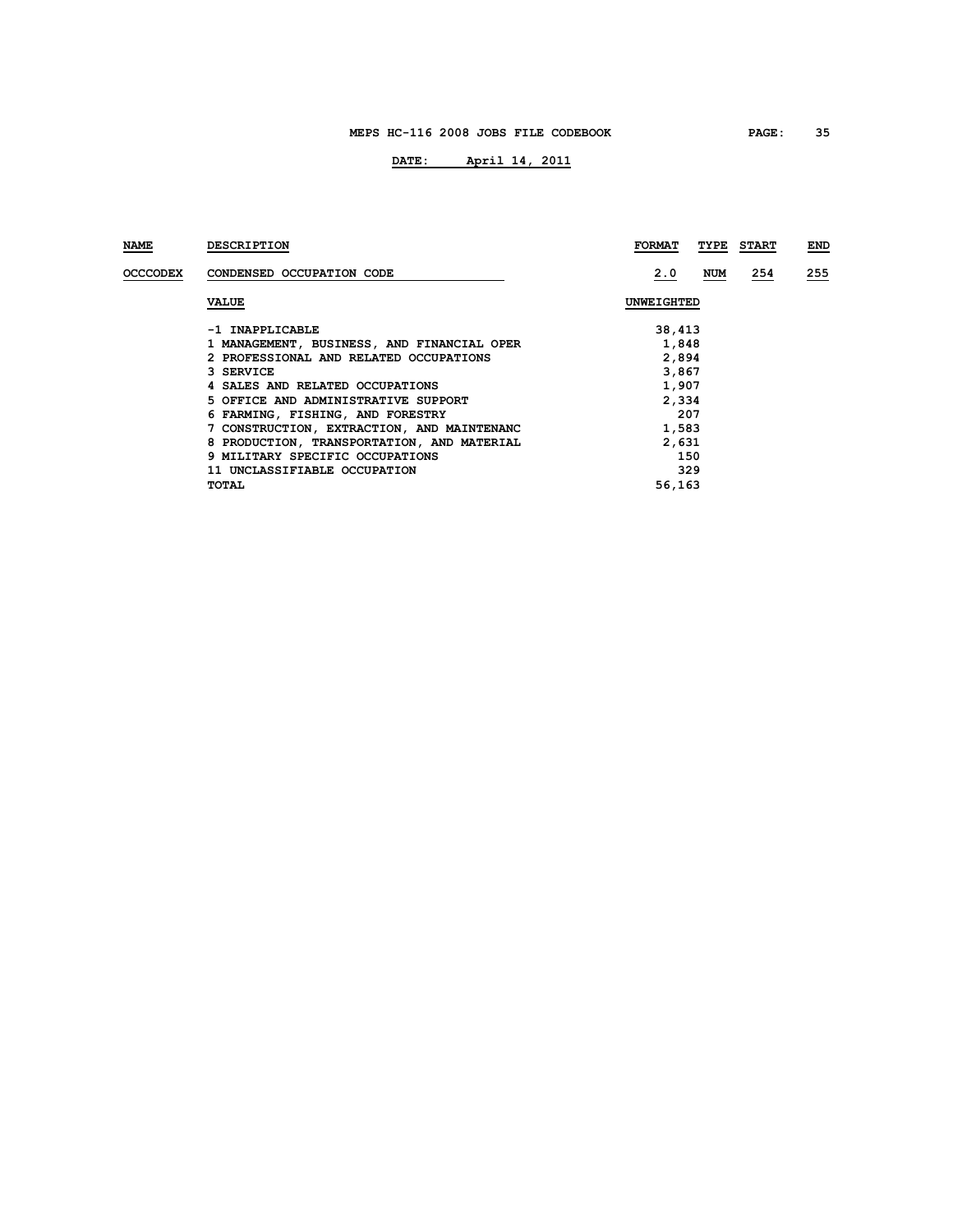| NAME | DESCRIPTION | FORMAT | TYPE | START | END |
|---|---|---|---|---|---|
| OCCCODEX | CONDENSED OCCUPATION CODE | 2.0 | NUM | 254 | 255 |

| VALUE | UNWEIGHTED |
|---|---|
| -1 INAPPLICABLE | 38,413 |
| 1 MANAGEMENT, BUSINESS, AND FINANCIAL OPER | 1,848 |
| 2 PROFESSIONAL AND RELATED OCCUPATIONS | 2,894 |
| 3 SERVICE | 3,867 |
| 4 SALES AND RELATED OCCUPATIONS | 1,907 |
| 5 OFFICE AND ADMINISTRATIVE SUPPORT | 2,334 |
| 6 FARMING, FISHING, AND FORESTRY | 207 |
| 7 CONSTRUCTION, EXTRACTION, AND MAINTENANC | 1,583 |
| 8 PRODUCTION, TRANSPORTATION, AND MATERIAL | 2,631 |
| 9 MILITARY SPECIFIC OCCUPATIONS | 150 |
| 11 UNCLASSIFIABLE OCCUPATION | 329 |
| TOTAL | 56,163 |